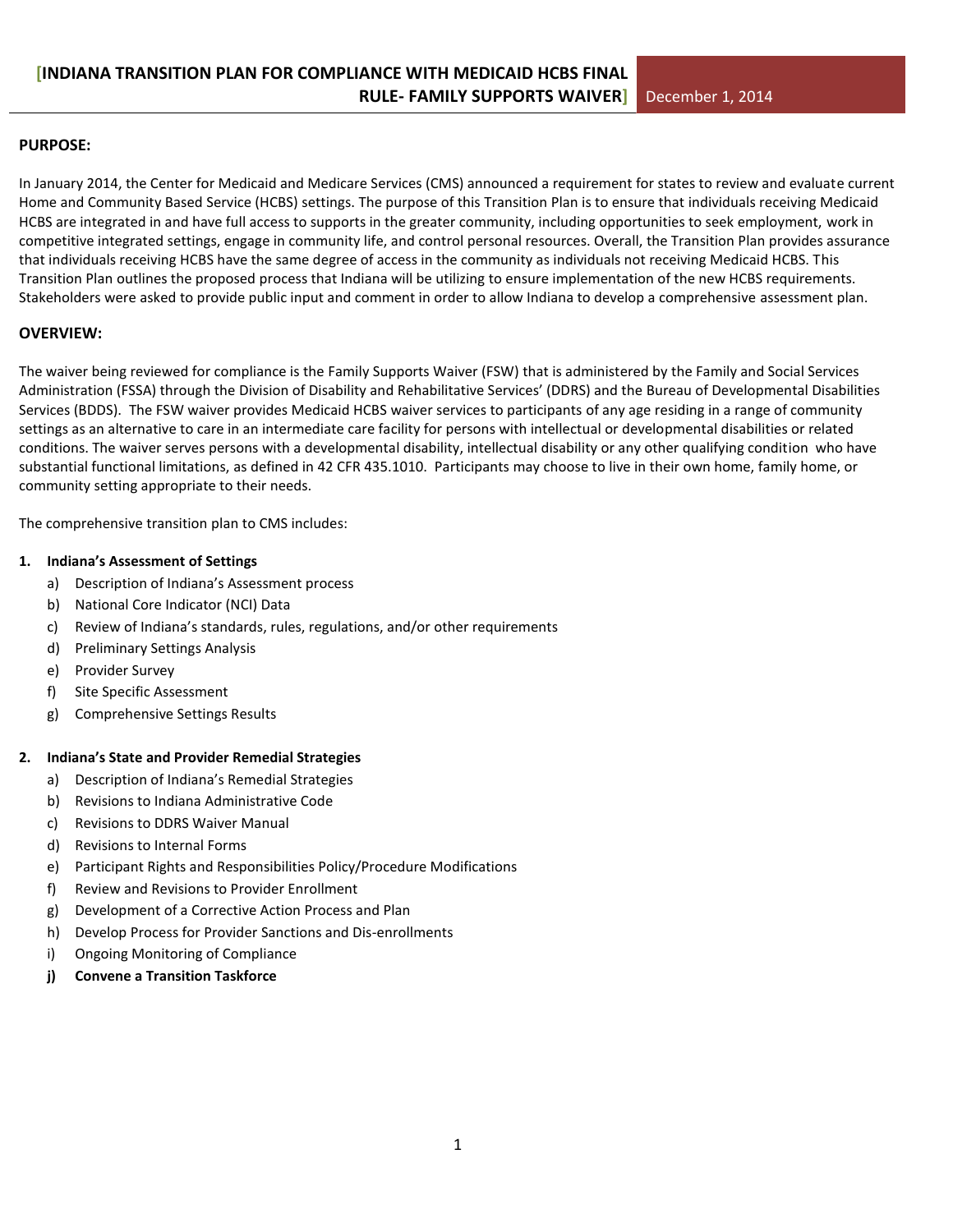# [INDIANA TRANSITION PLAN FOR COMPLIANCE WITH MEDICAID HCBS FINAL RULE- FAMILY SUPPORTS WAIVER] December 1, 2014

## PURPOSE:

In January 2014, the Center for Medicaid and Medicare Services (CMS) announced a requirement for states to review and evaluate current Home and Community Based Service (HCBS) settings. The purpose of this Transition Plan is to ensure that individuals receiving Medicaid HCBS are integrated in and have full access to supports in the greater community, including opportunities to seek employment, work in competitive integrated settings, engage in community life, and control personal resources. Overall, the Transition Plan provides assurance that individuals receiving HCBS have the same degree of access in the community as individuals not receiving Medicaid HCBS. This Transition Plan outlines the proposed process that Indiana will be utilizing to ensure implementation of the new HCBS requirements. Stakeholders were asked to provide public input and comment in order to allow Indiana to develop a comprehensive assessment plan.

## OVERVIEW:

The waiver being reviewed for compliance is the Family Supports Waiver (FSW) that is administered by the Family and Social Services Administration (FSSA) through the Division of Disability and Rehabilitative Services' (DDRS) and the Bureau of Developmental Disabilities Services (BDDS). The FSW waiver provides Medicaid HCBS waiver services to participants of any age residing in a range of community settings as an alternative to care in an intermediate care facility for persons with intellectual or developmental disabilities or related conditions. The waiver serves persons with a developmental disability, intellectual disability or any other qualifying condition who have substantial functional limitations, as defined in 42 CFR 435.1010. Participants may choose to live in their own home, family home, or community setting appropriate to their needs.

The comprehensive transition plan to CMS includes:

1. **Indiana's Assessment of Settings**
   a) Description of Indiana's Assessment process
   b) National Core Indicator (NCI) Data
   c) Review of Indiana's standards, rules, regulations, and/or other requirements
   d) Preliminary Settings Analysis
   e) Provider Survey
   f) Site Specific Assessment
   g) Comprehensive Settings Results

2. **Indiana's State and Provider Remedial Strategies**
   a) Description of Indiana's Remedial Strategies
   b) Revisions to Indiana Administrative Code
   c) Revisions to DDRS Waiver Manual
   d) Revisions to Internal Forms
   e) Participant Rights and Responsibilities Policy/Procedure Modifications
   f) Review and Revisions to Provider Enrollment
   g) Development of a Corrective Action Process and Plan
   h) Develop Process for Provider Sanctions and Dis-enrollments
   i) Ongoing Monitoring of Compliance
   **j) Convene a Transition Taskforce**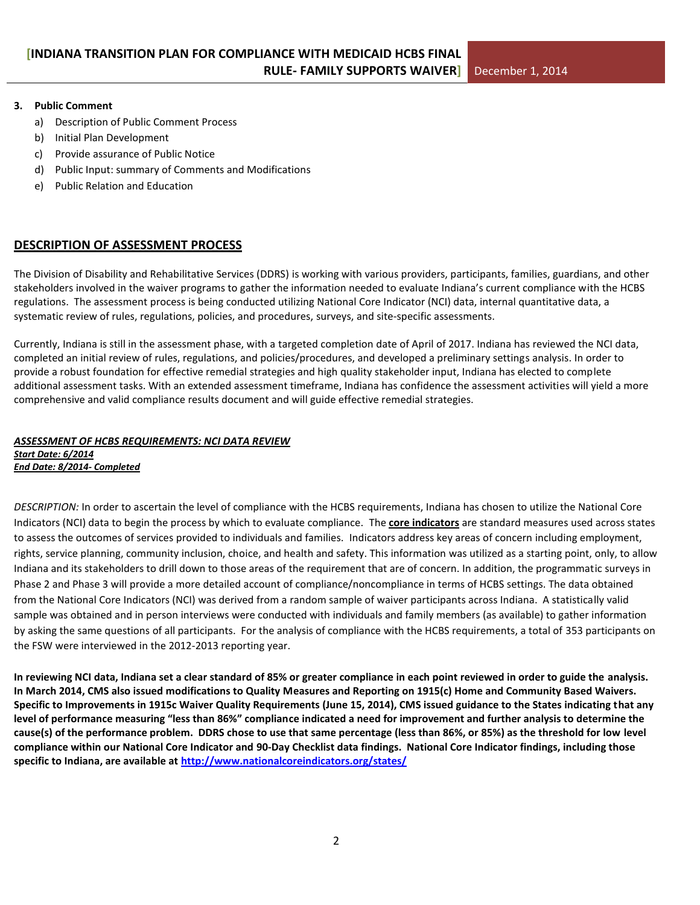3. **Public Comment**
   a) Description of Public Comment Process
   b) Initial Plan Development
   c) Provide assurance of Public Notice
   d) Public Input: summary of Comments and Modifications
   e) Public Relation and Education

## DESCRIPTION OF ASSESSMENT PROCESS

The Division of Disability and Rehabilitative Services (DDRS) is working with various providers, participants, families, guardians, and other stakeholders involved in the waiver programs to gather the information needed to evaluate Indiana's current compliance with the HCBS regulations. The assessment process is being conducted utilizing National Core Indicator (NCI) data, internal quantitative data, a systematic review of rules, regulations, policies, and procedures, surveys, and site-specific assessments.

Currently, Indiana is still in the assessment phase, with a targeted completion date of April of 2017. Indiana has reviewed the NCI data, completed an initial review of rules, regulations, and policies/procedures, and developed a preliminary settings analysis. In order to provide a robust foundation for effective remedial strategies and high quality stakeholder input, Indiana has elected to complete additional assessment tasks. With an extended assessment timeframe, Indiana has confidence the assessment activities will yield a more comprehensive and valid compliance results document and will guide effective remedial strategies.

***ASSESSMENT OF HCBS REQUIREMENTS: NCI DATA REVIEW***
***Start Date: 6/2014***
***End Date: 8/2014- Completed***

*DESCRIPTION:* In order to ascertain the level of compliance with the HCBS requirements, Indiana has chosen to utilize the National Core Indicators (NCI) data to begin the process by which to evaluate compliance. The **core indicators** are standard measures used across states to assess the outcomes of services provided to individuals and families. Indicators address key areas of concern including employment, rights, service planning, community inclusion, choice, and health and safety. This information was utilized as a starting point, only, to allow Indiana and its stakeholders to drill down to those areas of the requirement that are of concern. In addition, the programmatic surveys in Phase 2 and Phase 3 will provide a more detailed account of compliance/noncompliance in terms of HCBS settings. The data obtained from the National Core Indicators (NCI) was derived from a random sample of waiver participants across Indiana. A statistically valid sample was obtained and in person interviews were conducted with individuals and family members (as available) to gather information by asking the same questions of all participants. For the analysis of compliance with the HCBS requirements, a total of 353 participants on the FSW were interviewed in the 2012-2013 reporting year.

**In reviewing NCI data, Indiana set a clear standard of 85% or greater compliance in each point reviewed in order to guide the analysis. In March 2014, CMS also issued modifications to Quality Measures and Reporting on 1915(c) Home and Community Based Waivers. Specific to Improvements in 1915c Waiver Quality Requirements (June 15, 2014), CMS issued guidance to the States indicating that any level of performance measuring "less than 86%" compliance indicated a need for improvement and further analysis to determine the cause(s) of the performance problem. DDRS chose to use that same percentage (less than 86%, or 85%) as the threshold for low level compliance within our National Core Indicator and 90-Day Checklist data findings. National Core Indicator findings, including those specific to Indiana, are available at http://www.nationalcoreindicators.org/states/**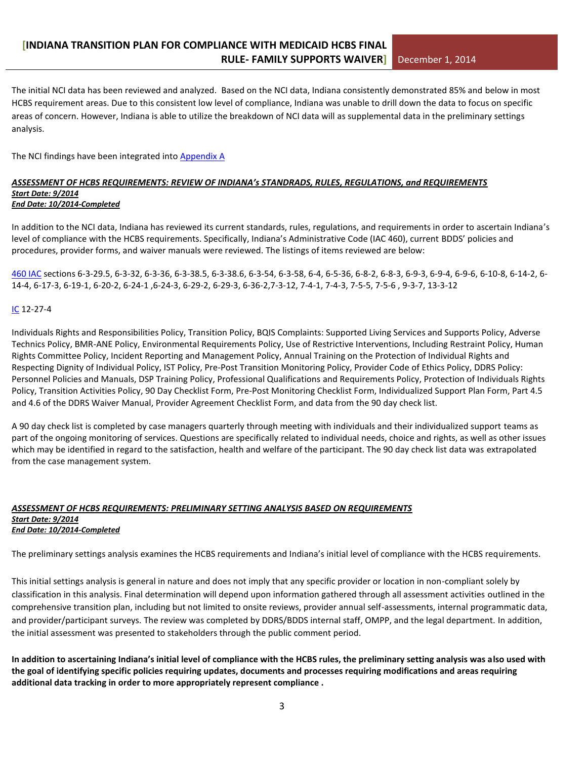The initial NCI data has been reviewed and analyzed. Based on the NCI data, Indiana consistently demonstrated 85% and below in most HCBS requirement areas. Due to this consistent low level of compliance, Indiana was unable to drill down the data to focus on specific areas of concern. However, Indiana is able to utilize the breakdown of NCI data will as supplemental data in the preliminary settings analysis.

The NCI findings have been integrated into Appendix A

***ASSESSMENT OF HCBS REQUIREMENTS: REVIEW OF INDIANA's STANDRADS, RULES, REGULATIONS, and REQUIREMENTS***
***Start Date: 9/2014***
***End Date: 10/2014-Completed***

In addition to the NCI data, Indiana has reviewed its current standards, rules, regulations, and requirements in order to ascertain Indiana's level of compliance with the HCBS requirements. Specifically, Indiana's Administrative Code (IAC 460), current BDDS' policies and procedures, provider forms, and waiver manuals were reviewed. The listings of items reviewed are below:

460 IAC sections 6-3-29.5, 6-3-32, 6-3-36, 6-3-38.5, 6-3-38.6, 6-3-54, 6-3-58, 6-4, 6-5-36, 6-8-2, 6-8-3, 6-9-3, 6-9-4, 6-9-6, 6-10-8, 6-14-2, 6-14-4, 6-17-3, 6-19-1, 6-20-2, 6-24-1 ,6-24-3, 6-29-2, 6-29-3, 6-36-2,7-3-12, 7-4-1, 7-4-3, 7-5-5, 7-5-6 , 9-3-7, 13-3-12

IC 12-27-4

Individuals Rights and Responsibilities Policy, Transition Policy, BQIS Complaints: Supported Living Services and Supports Policy, Adverse Technics Policy, BMR-ANE Policy, Environmental Requirements Policy, Use of Restrictive Interventions, Including Restraint Policy, Human Rights Committee Policy, Incident Reporting and Management Policy, Annual Training on the Protection of Individual Rights and Respecting Dignity of Individual Policy, IST Policy, Pre-Post Transition Monitoring Policy, Provider Code of Ethics Policy, DDRS Policy: Personnel Policies and Manuals, DSP Training Policy, Professional Qualifications and Requirements Policy, Protection of Individuals Rights Policy, Transition Activities Policy, 90 Day Checklist Form, Pre-Post Monitoring Checklist Form, Individualized Support Plan Form, Part 4.5 and 4.6 of the DDRS Waiver Manual, Provider Agreement Checklist Form, and data from the 90 day check list.

A 90 day check list is completed by case managers quarterly through meeting with individuals and their individualized support teams as part of the ongoing monitoring of services. Questions are specifically related to individual needs, choice and rights, as well as other issues which may be identified in regard to the satisfaction, health and welfare of the participant. The 90 day check list data was extrapolated from the case management system.

***ASSESSMENT OF HCBS REQUIREMENTS: PRELIMINARY SETTING ANALYSIS BASED ON REQUIREMENTS***
***Start Date: 9/2014***
***End Date: 10/2014-Completed***

The preliminary settings analysis examines the HCBS requirements and Indiana's initial level of compliance with the HCBS requirements.

This initial settings analysis is general in nature and does not imply that any specific provider or location in non-compliant solely by classification in this analysis. Final determination will depend upon information gathered through all assessment activities outlined in the comprehensive transition plan, including but not limited to onsite reviews, provider annual self-assessments, internal programmatic data, and provider/participant surveys. The review was completed by DDRS/BDDS internal staff, OMPP, and the legal department. In addition, the initial assessment was presented to stakeholders through the public comment period.

**In addition to ascertaining Indiana's initial level of compliance with the HCBS rules, the preliminary setting analysis was also used with the goal of identifying specific policies requiring updates, documents and processes requiring modifications and areas requiring additional data tracking in order to more appropriately represent compliance .**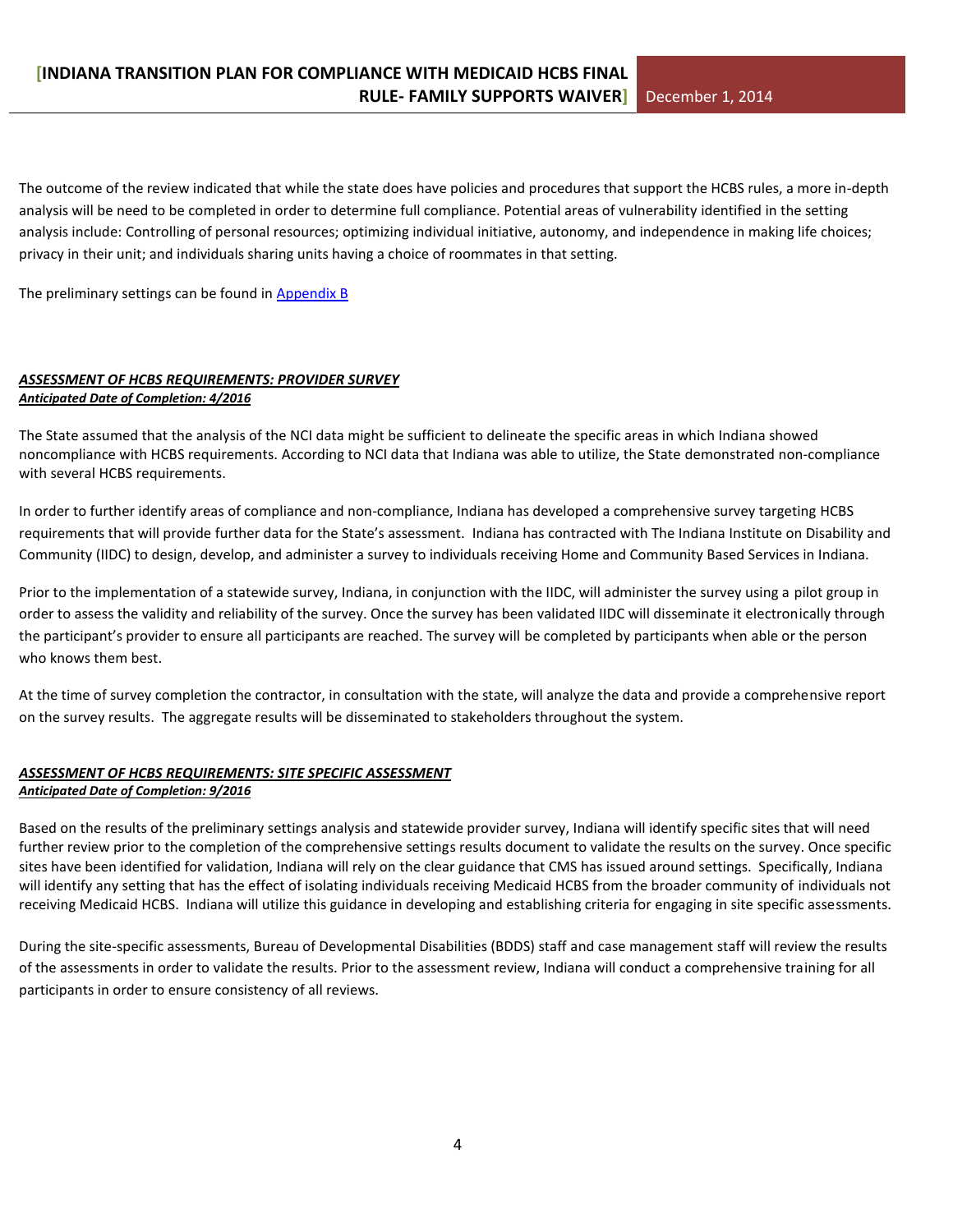The outcome of the review indicated that while the state does have policies and procedures that support the HCBS rules, a more in-depth analysis will be need to be completed in order to determine full compliance. Potential areas of vulnerability identified in the setting analysis include: Controlling of personal resources; optimizing individual initiative, autonomy, and independence in making life choices; privacy in their unit; and individuals sharing units having a choice of roommates in that setting.

The preliminary settings can be found in Appendix B

***ASSESSMENT OF HCBS REQUIREMENTS: PROVIDER SURVEY***
***Anticipated Date of Completion: 4/2016***

The State assumed that the analysis of the NCI data might be sufficient to delineate the specific areas in which Indiana showed noncompliance with HCBS requirements. According to NCI data that Indiana was able to utilize, the State demonstrated non-compliance with several HCBS requirements.

In order to further identify areas of compliance and non-compliance, Indiana has developed a comprehensive survey targeting HCBS requirements that will provide further data for the State's assessment. Indiana has contracted with The Indiana Institute on Disability and Community (IIDC) to design, develop, and administer a survey to individuals receiving Home and Community Based Services in Indiana.

Prior to the implementation of a statewide survey, Indiana, in conjunction with the IIDC, will administer the survey using a pilot group in order to assess the validity and reliability of the survey. Once the survey has been validated IIDC will disseminate it electronically through the participant's provider to ensure all participants are reached. The survey will be completed by participants when able or the person who knows them best.

At the time of survey completion the contractor, in consultation with the state, will analyze the data and provide a comprehensive report on the survey results. The aggregate results will be disseminated to stakeholders throughout the system.

***ASSESSMENT OF HCBS REQUIREMENTS: SITE SPECIFIC ASSESSMENT***
***Anticipated Date of Completion: 9/2016***

Based on the results of the preliminary settings analysis and statewide provider survey, Indiana will identify specific sites that will need further review prior to the completion of the comprehensive settings results document to validate the results on the survey. Once specific sites have been identified for validation, Indiana will rely on the clear guidance that CMS has issued around settings. Specifically, Indiana will identify any setting that has the effect of isolating individuals receiving Medicaid HCBS from the broader community of individuals not receiving Medicaid HCBS. Indiana will utilize this guidance in developing and establishing criteria for engaging in site specific assessments.

During the site-specific assessments, Bureau of Developmental Disabilities (BDDS) staff and case management staff will review the results of the assessments in order to validate the results. Prior to the assessment review, Indiana will conduct a comprehensive training for all participants in order to ensure consistency of all reviews.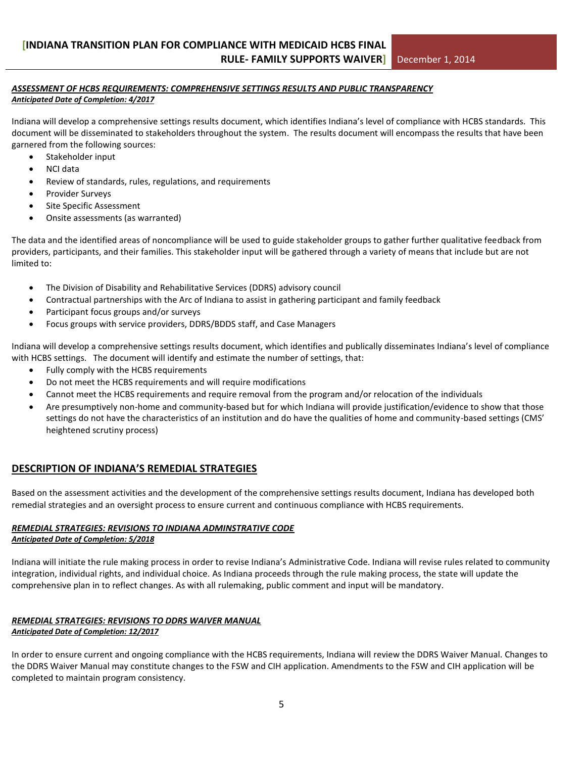***ASSESSMENT OF HCBS REQUIREMENTS: COMPREHENSIVE SETTINGS RESULTS AND PUBLIC TRANSPARENCY***
***Anticipated Date of Completion: 4/2017***

Indiana will develop a comprehensive settings results document, which identifies Indiana's level of compliance with HCBS standards. This document will be disseminated to stakeholders throughout the system. The results document will encompass the results that have been garnered from the following sources:

- Stakeholder input
- NCI data
- Review of standards, rules, regulations, and requirements
- Provider Surveys
- Site Specific Assessment
- Onsite assessments (as warranted)

The data and the identified areas of noncompliance will be used to guide stakeholder groups to gather further qualitative feedback from providers, participants, and their families. This stakeholder input will be gathered through a variety of means that include but are not limited to:

- The Division of Disability and Rehabilitative Services (DDRS) advisory council
- Contractual partnerships with the Arc of Indiana to assist in gathering participant and family feedback
- Participant focus groups and/or surveys
- Focus groups with service providers, DDRS/BDDS staff, and Case Managers

Indiana will develop a comprehensive settings results document, which identifies and publically disseminates Indiana's level of compliance with HCBS settings. The document will identify and estimate the number of settings, that:

- Fully comply with the HCBS requirements
- Do not meet the HCBS requirements and will require modifications
- Cannot meet the HCBS requirements and require removal from the program and/or relocation of the individuals
- Are presumptively non-home and community-based but for which Indiana will provide justification/evidence to show that those settings do not have the characteristics of an institution and do have the qualities of home and community-based settings (CMS' heightened scrutiny process)

## DESCRIPTION OF INDIANA'S REMEDIAL STRATEGIES

Based on the assessment activities and the development of the comprehensive settings results document, Indiana has developed both remedial strategies and an oversight process to ensure current and continuous compliance with HCBS requirements.

***REMEDIAL STRATEGIES: REVISIONS TO INDIANA ADMINSTRATIVE CODE***
***Anticipated Date of Completion: 5/2018***

Indiana will initiate the rule making process in order to revise Indiana's Administrative Code. Indiana will revise rules related to community integration, individual rights, and individual choice. As Indiana proceeds through the rule making process, the state will update the comprehensive plan in to reflect changes. As with all rulemaking, public comment and input will be mandatory.

***REMEDIAL STRATEGIES: REVISIONS TO DDRS WAIVER MANUAL***
***Anticipated Date of Completion: 12/2017***

In order to ensure current and ongoing compliance with the HCBS requirements, Indiana will review the DDRS Waiver Manual. Changes to the DDRS Waiver Manual may constitute changes to the FSW and CIH application. Amendments to the FSW and CIH application will be completed to maintain program consistency.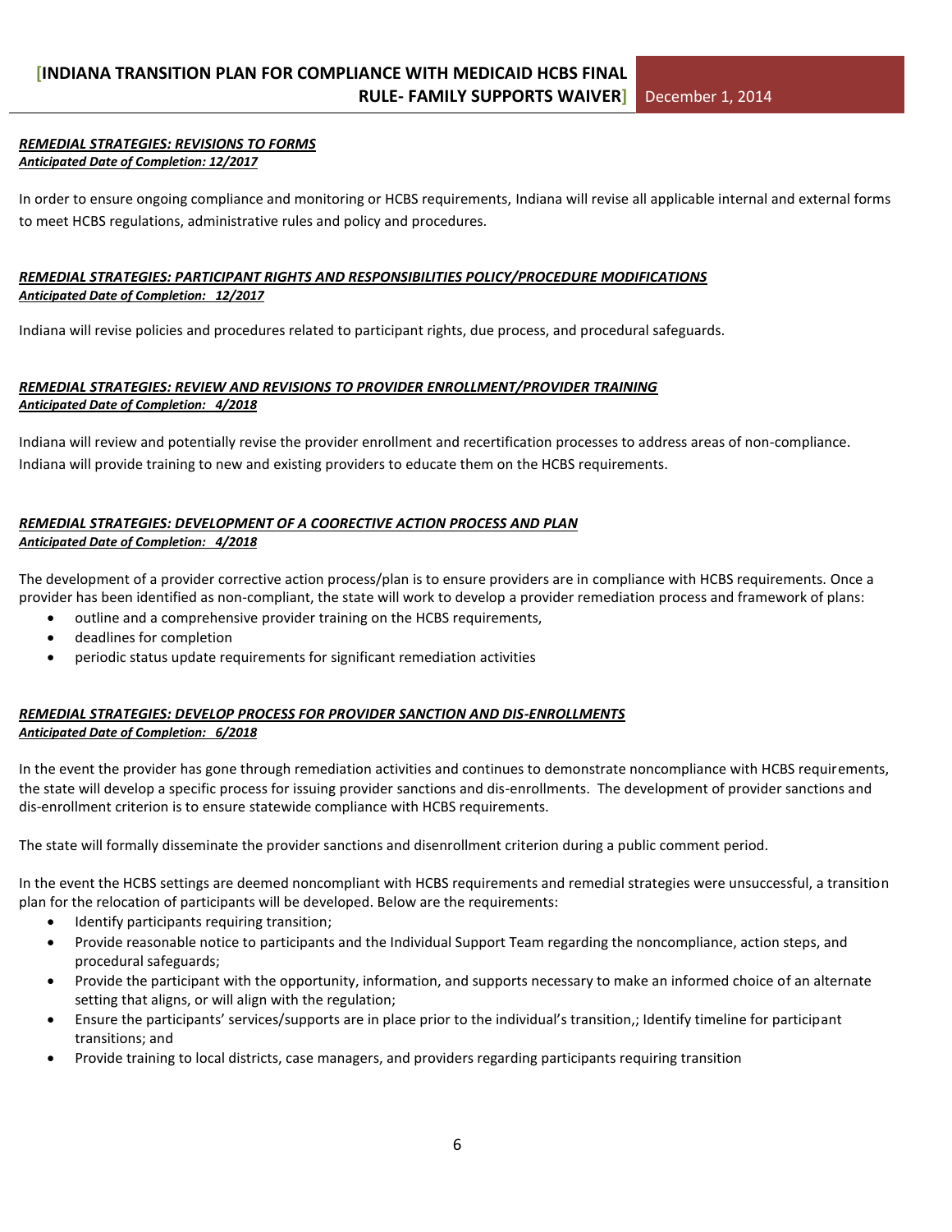***REMEDIAL STRATEGIES: REVISIONS TO FORMS***
***Anticipated Date of Completion: 12/2017***

In order to ensure ongoing compliance and monitoring or HCBS requirements, Indiana will revise all applicable internal and external forms to meet HCBS regulations, administrative rules and policy and procedures.

***REMEDIAL STRATEGIES: PARTICIPANT RIGHTS AND RESPONSIBILITIES POLICY/PROCEDURE MODIFICATIONS***
***Anticipated Date of Completion: 12/2017***

Indiana will revise policies and procedures related to participant rights, due process, and procedural safeguards.

***REMEDIAL STRATEGIES: REVIEW AND REVISIONS TO PROVIDER ENROLLMENT/PROVIDER TRAINING***
***Anticipated Date of Completion: 4/2018***

Indiana will review and potentially revise the provider enrollment and recertification processes to address areas of non-compliance. Indiana will provide training to new and existing providers to educate them on the HCBS requirements.

***REMEDIAL STRATEGIES: DEVELOPMENT OF A COORECTIVE ACTION PROCESS AND PLAN***
***Anticipated Date of Completion: 4/2018***

The development of a provider corrective action process/plan is to ensure providers are in compliance with HCBS requirements. Once a provider has been identified as non-compliant, the state will work to develop a provider remediation process and framework of plans:

- outline and a comprehensive provider training on the HCBS requirements,
- deadlines for completion
- periodic status update requirements for significant remediation activities

***REMEDIAL STRATEGIES: DEVELOP PROCESS FOR PROVIDER SANCTION AND DIS-ENROLLMENTS***
***Anticipated Date of Completion: 6/2018***

In the event the provider has gone through remediation activities and continues to demonstrate noncompliance with HCBS requirements, the state will develop a specific process for issuing provider sanctions and dis-enrollments. The development of provider sanctions and dis-enrollment criterion is to ensure statewide compliance with HCBS requirements.

The state will formally disseminate the provider sanctions and disenrollment criterion during a public comment period.

In the event the HCBS settings are deemed noncompliant with HCBS requirements and remedial strategies were unsuccessful, a transition plan for the relocation of participants will be developed. Below are the requirements:

- Identify participants requiring transition;
- Provide reasonable notice to participants and the Individual Support Team regarding the noncompliance, action steps, and procedural safeguards;
- Provide the participant with the opportunity, information, and supports necessary to make an informed choice of an alternate setting that aligns, or will align with the regulation;
- Ensure the participants' services/supports are in place prior to the individual's transition,; Identify timeline for participant transitions; and
- Provide training to local districts, case managers, and providers regarding participants requiring transition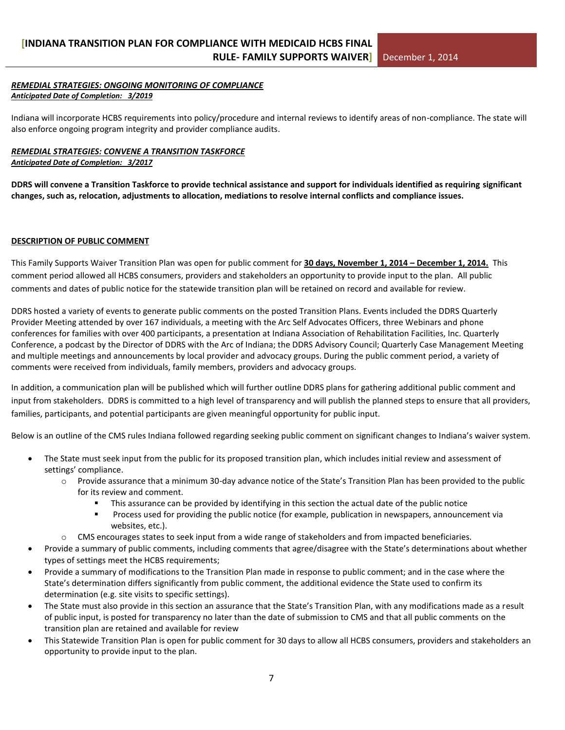***REMEDIAL STRATEGIES: ONGOING MONITORING OF COMPLIANCE***
***Anticipated Date of Completion: 3/2019***

Indiana will incorporate HCBS requirements into policy/procedure and internal reviews to identify areas of non-compliance. The state will also enforce ongoing program integrity and provider compliance audits.

***REMEDIAL STRATEGIES: CONVENE A TRANSITION TASKFORCE***
***Anticipated Date of Completion: 3/2017***

**DDRS will convene a Transition Taskforce to provide technical assistance and support for individuals identified as requiring significant changes, such as, relocation, adjustments to allocation, mediations to resolve internal conflicts and compliance issues.**

**DESCRIPTION OF PUBLIC COMMENT**

This Family Supports Waiver Transition Plan was open for public comment for **30 days, November 1, 2014 – December 1, 2014.** This comment period allowed all HCBS consumers, providers and stakeholders an opportunity to provide input to the plan. All public comments and dates of public notice for the statewide transition plan will be retained on record and available for review.

DDRS hosted a variety of events to generate public comments on the posted Transition Plans. Events included the DDRS Quarterly Provider Meeting attended by over 167 individuals, a meeting with the Arc Self Advocates Officers, three Webinars and phone conferences for families with over 400 participants, a presentation at Indiana Association of Rehabilitation Facilities, Inc. Quarterly Conference, a podcast by the Director of DDRS with the Arc of Indiana; the DDRS Advisory Council; Quarterly Case Management Meeting and multiple meetings and announcements by local provider and advocacy groups. During the public comment period, a variety of comments were received from individuals, family members, providers and advocacy groups.

In addition, a communication plan will be published which will further outline DDRS plans for gathering additional public comment and input from stakeholders. DDRS is committed to a high level of transparency and will publish the planned steps to ensure that all providers, families, participants, and potential participants are given meaningful opportunity for public input.

Below is an outline of the CMS rules Indiana followed regarding seeking public comment on significant changes to Indiana's waiver system.

- The State must seek input from the public for its proposed transition plan, which includes initial review and assessment of settings' compliance.
    - Provide assurance that a minimum 30-day advance notice of the State's Transition Plan has been provided to the public for its review and comment.
        - This assurance can be provided by identifying in this section the actual date of the public notice
        - Process used for providing the public notice (for example, publication in newspapers, announcement via websites, etc.).
    - CMS encourages states to seek input from a wide range of stakeholders and from impacted beneficiaries.
- Provide a summary of public comments, including comments that agree/disagree with the State's determinations about whether types of settings meet the HCBS requirements;
- Provide a summary of modifications to the Transition Plan made in response to public comment; and in the case where the State's determination differs significantly from public comment, the additional evidence the State used to confirm its determination (e.g. site visits to specific settings).
- The State must also provide in this section an assurance that the State's Transition Plan, with any modifications made as a result of public input, is posted for transparency no later than the date of submission to CMS and that all public comments on the transition plan are retained and available for review
- This Statewide Transition Plan is open for public comment for 30 days to allow all HCBS consumers, providers and stakeholders an opportunity to provide input to the plan.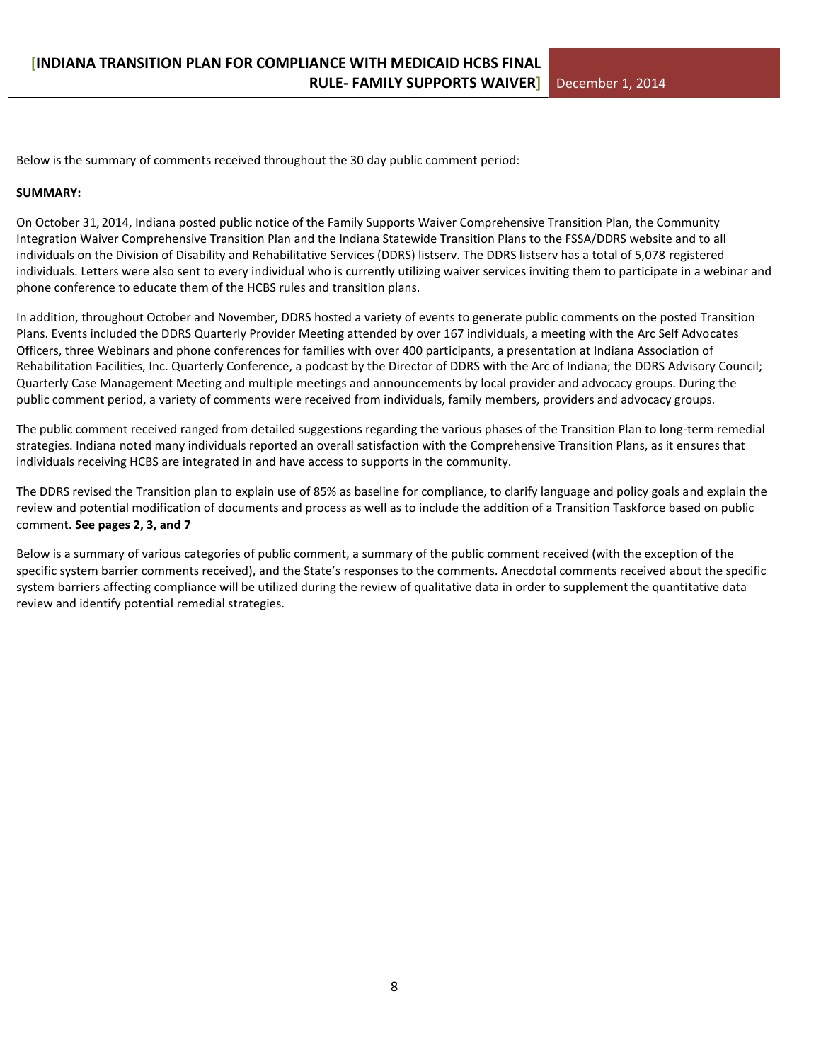Below is the summary of comments received throughout the 30 day public comment period:

**SUMMARY:**

On October 31, 2014, Indiana posted public notice of the Family Supports Waiver Comprehensive Transition Plan, the Community Integration Waiver Comprehensive Transition Plan and the Indiana Statewide Transition Plans to the FSSA/DDRS website and to all individuals on the Division of Disability and Rehabilitative Services (DDRS) listserv. The DDRS listserv has a total of 5,078 registered individuals. Letters were also sent to every individual who is currently utilizing waiver services inviting them to participate in a webinar and phone conference to educate them of the HCBS rules and transition plans.

In addition, throughout October and November, DDRS hosted a variety of events to generate public comments on the posted Transition Plans. Events included the DDRS Quarterly Provider Meeting attended by over 167 individuals, a meeting with the Arc Self Advocates Officers, three Webinars and phone conferences for families with over 400 participants, a presentation at Indiana Association of Rehabilitation Facilities, Inc. Quarterly Conference, a podcast by the Director of DDRS with the Arc of Indiana; the DDRS Advisory Council; Quarterly Case Management Meeting and multiple meetings and announcements by local provider and advocacy groups. During the public comment period, a variety of comments were received from individuals, family members, providers and advocacy groups.

The public comment received ranged from detailed suggestions regarding the various phases of the Transition Plan to long-term remedial strategies. Indiana noted many individuals reported an overall satisfaction with the Comprehensive Transition Plans, as it ensures that individuals receiving HCBS are integrated in and have access to supports in the community.

The DDRS revised the Transition plan to explain use of 85% as baseline for compliance, to clarify language and policy goals and explain the review and potential modification of documents and process as well as to include the addition of a Transition Taskforce based on public comment**. See pages 2, 3, and 7**

Below is a summary of various categories of public comment, a summary of the public comment received (with the exception of the specific system barrier comments received), and the State's responses to the comments. Anecdotal comments received about the specific system barriers affecting compliance will be utilized during the review of qualitative data in order to supplement the quantitative data review and identify potential remedial strategies.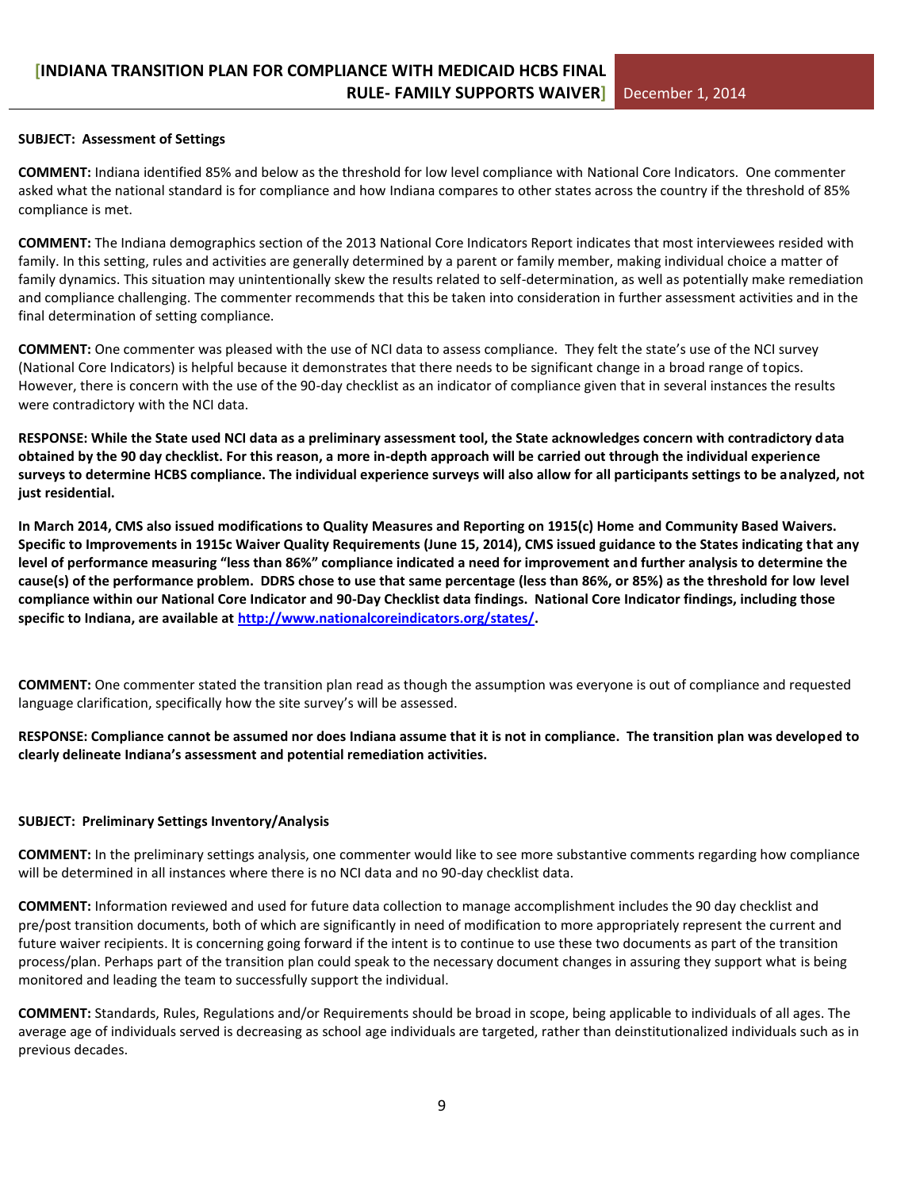**SUBJECT: Assessment of Settings**

**COMMENT:** Indiana identified 85% and below as the threshold for low level compliance with National Core Indicators. One commenter asked what the national standard is for compliance and how Indiana compares to other states across the country if the threshold of 85% compliance is met.

**COMMENT:** The Indiana demographics section of the 2013 National Core Indicators Report indicates that most interviewees resided with family. In this setting, rules and activities are generally determined by a parent or family member, making individual choice a matter of family dynamics. This situation may unintentionally skew the results related to self-determination, as well as potentially make remediation and compliance challenging. The commenter recommends that this be taken into consideration in further assessment activities and in the final determination of setting compliance.

**COMMENT:** One commenter was pleased with the use of NCI data to assess compliance. They felt the state's use of the NCI survey (National Core Indicators) is helpful because it demonstrates that there needs to be significant change in a broad range of topics. However, there is concern with the use of the 90-day checklist as an indicator of compliance given that in several instances the results were contradictory with the NCI data.

**RESPONSE: While the State used NCI data as a preliminary assessment tool, the State acknowledges concern with contradictory data obtained by the 90 day checklist. For this reason, a more in-depth approach will be carried out through the individual experience surveys to determine HCBS compliance. The individual experience surveys will also allow for all participants settings to be analyzed, not just residential.**

**In March 2014, CMS also issued modifications to Quality Measures and Reporting on 1915(c) Home and Community Based Waivers. Specific to Improvements in 1915c Waiver Quality Requirements (June 15, 2014), CMS issued guidance to the States indicating that any level of performance measuring "less than 86%" compliance indicated a need for improvement and further analysis to determine the cause(s) of the performance problem. DDRS chose to use that same percentage (less than 86%, or 85%) as the threshold for low level compliance within our National Core Indicator and 90-Day Checklist data findings. National Core Indicator findings, including those specific to Indiana, are available at [http://www.nationalcoreindicators.org/states/](http://www.nationalcoreindicators.org/states/).**

**COMMENT:** One commenter stated the transition plan read as though the assumption was everyone is out of compliance and requested language clarification, specifically how the site survey's will be assessed.

**RESPONSE: Compliance cannot be assumed nor does Indiana assume that it is not in compliance. The transition plan was developed to clearly delineate Indiana's assessment and potential remediation activities.**

**SUBJECT: Preliminary Settings Inventory/Analysis**

**COMMENT:** In the preliminary settings analysis, one commenter would like to see more substantive comments regarding how compliance will be determined in all instances where there is no NCI data and no 90-day checklist data.

**COMMENT:** Information reviewed and used for future data collection to manage accomplishment includes the 90 day checklist and pre/post transition documents, both of which are significantly in need of modification to more appropriately represent the current and future waiver recipients. It is concerning going forward if the intent is to continue to use these two documents as part of the transition process/plan. Perhaps part of the transition plan could speak to the necessary document changes in assuring they support what is being monitored and leading the team to successfully support the individual.

**COMMENT:** Standards, Rules, Regulations and/or Requirements should be broad in scope, being applicable to individuals of all ages. The average age of individuals served is decreasing as school age individuals are targeted, rather than deinstitutionalized individuals such as in previous decades.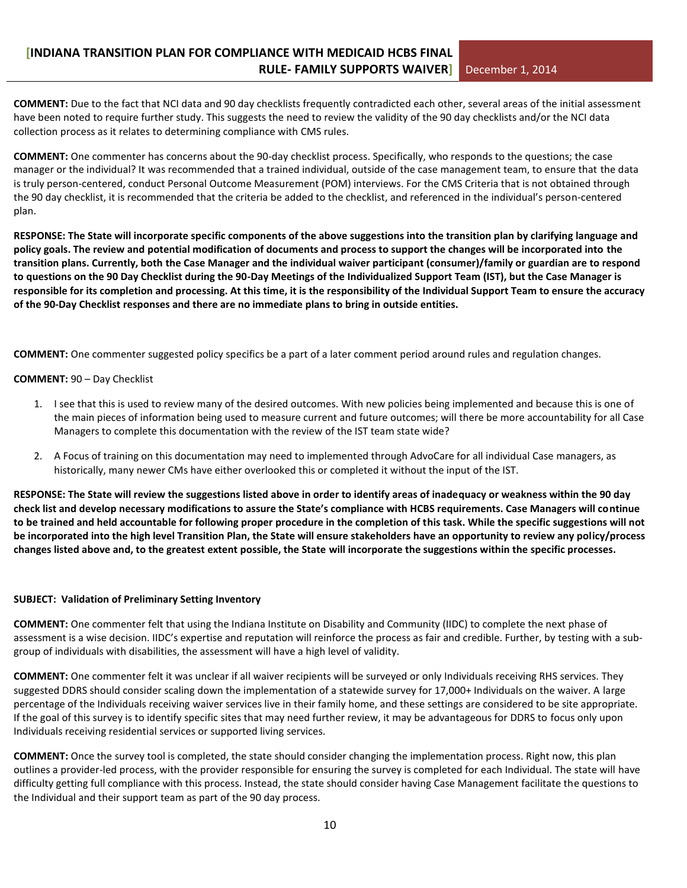**COMMENT:** Due to the fact that NCI data and 90 day checklists frequently contradicted each other, several areas of the initial assessment have been noted to require further study. This suggests the need to review the validity of the 90 day checklists and/or the NCI data collection process as it relates to determining compliance with CMS rules.

**COMMENT:** One commenter has concerns about the 90-day checklist process. Specifically, who responds to the questions; the case manager or the individual? It was recommended that a trained individual, outside of the case management team, to ensure that the data is truly person-centered, conduct Personal Outcome Measurement (POM) interviews. For the CMS Criteria that is not obtained through the 90 day checklist, it is recommended that the criteria be added to the checklist, and referenced in the individual's person-centered plan.

**RESPONSE: The State will incorporate specific components of the above suggestions into the transition plan by clarifying language and policy goals. The review and potential modification of documents and process to support the changes will be incorporated into the transition plans. Currently, both the Case Manager and the individual waiver participant (consumer)/family or guardian are to respond to questions on the 90 Day Checklist during the 90-Day Meetings of the Individualized Support Team (IST), but the Case Manager is responsible for its completion and processing. At this time, it is the responsibility of the Individual Support Team to ensure the accuracy of the 90-Day Checklist responses and there are no immediate plans to bring in outside entities.**

**COMMENT:** One commenter suggested policy specifics be a part of a later comment period around rules and regulation changes.

**COMMENT:** 90 – Day Checklist

1. I see that this is used to review many of the desired outcomes. With new policies being implemented and because this is one of the main pieces of information being used to measure current and future outcomes; will there be more accountability for all Case Managers to complete this documentation with the review of the IST team state wide?
2. A Focus of training on this documentation may need to implemented through AdvoCare for all individual Case managers, as historically, many newer CMs have either overlooked this or completed it without the input of the IST.

**RESPONSE: The State will review the suggestions listed above in order to identify areas of inadequacy or weakness within the 90 day check list and develop necessary modifications to assure the State's compliance with HCBS requirements. Case Managers will continue to be trained and held accountable for following proper procedure in the completion of this task. While the specific suggestions will not be incorporated into the high level Transition Plan, the State will ensure stakeholders have an opportunity to review any policy/process changes listed above and, to the greatest extent possible, the State will incorporate the suggestions within the specific processes.**

**SUBJECT: Validation of Preliminary Setting Inventory**

**COMMENT:** One commenter felt that using the Indiana Institute on Disability and Community (IIDC) to complete the next phase of assessment is a wise decision. IIDC's expertise and reputation will reinforce the process as fair and credible. Further, by testing with a sub-group of individuals with disabilities, the assessment will have a high level of validity.

**COMMENT:** One commenter felt it was unclear if all waiver recipients will be surveyed or only Individuals receiving RHS services. They suggested DDRS should consider scaling down the implementation of a statewide survey for 17,000+ Individuals on the waiver. A large percentage of the Individuals receiving waiver services live in their family home, and these settings are considered to be site appropriate. If the goal of this survey is to identify specific sites that may need further review, it may be advantageous for DDRS to focus only upon Individuals receiving residential services or supported living services.

**COMMENT:** Once the survey tool is completed, the state should consider changing the implementation process. Right now, this plan outlines a provider-led process, with the provider responsible for ensuring the survey is completed for each Individual. The state will have difficulty getting full compliance with this process. Instead, the state should consider having Case Management facilitate the questions to the Individual and their support team as part of the 90 day process.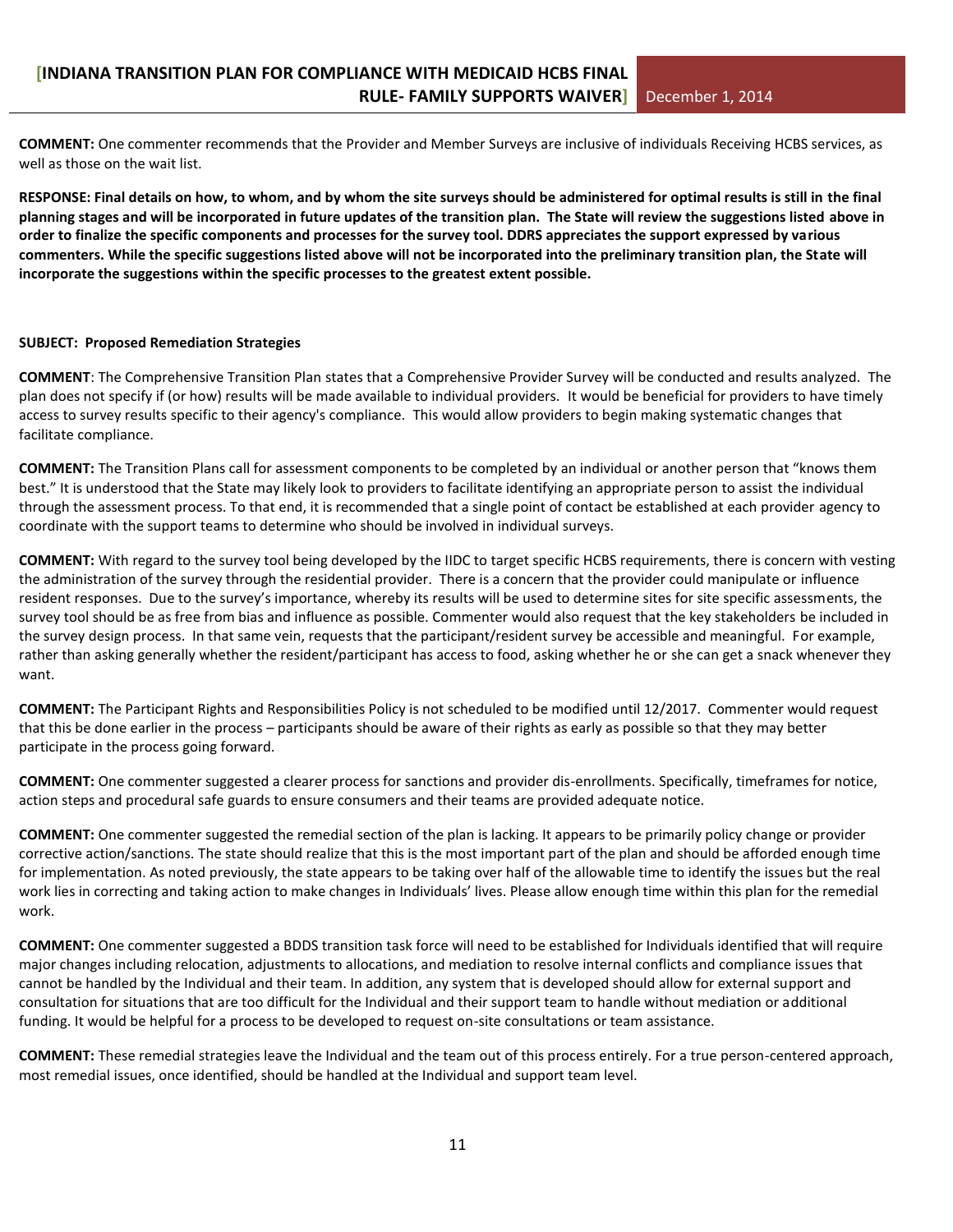**COMMENT:** One commenter recommends that the Provider and Member Surveys are inclusive of individuals Receiving HCBS services, as well as those on the wait list.

**RESPONSE: Final details on how, to whom, and by whom the site surveys should be administered for optimal results is still in the final planning stages and will be incorporated in future updates of the transition plan. The State will review the suggestions listed above in order to finalize the specific components and processes for the survey tool. DDRS appreciates the support expressed by various commenters. While the specific suggestions listed above will not be incorporated into the preliminary transition plan, the State will incorporate the suggestions within the specific processes to the greatest extent possible.**

**SUBJECT: Proposed Remediation Strategies**

**COMMENT**: The Comprehensive Transition Plan states that a Comprehensive Provider Survey will be conducted and results analyzed. The plan does not specify if (or how) results will be made available to individual providers. It would be beneficial for providers to have timely access to survey results specific to their agency's compliance. This would allow providers to begin making systematic changes that facilitate compliance.

**COMMENT:** The Transition Plans call for assessment components to be completed by an individual or another person that "knows them best." It is understood that the State may likely look to providers to facilitate identifying an appropriate person to assist the individual through the assessment process. To that end, it is recommended that a single point of contact be established at each provider agency to coordinate with the support teams to determine who should be involved in individual surveys.

**COMMENT:** With regard to the survey tool being developed by the IIDC to target specific HCBS requirements, there is concern with vesting the administration of the survey through the residential provider. There is a concern that the provider could manipulate or influence resident responses. Due to the survey's importance, whereby its results will be used to determine sites for site specific assessments, the survey tool should be as free from bias and influence as possible. Commenter would also request that the key stakeholders be included in the survey design process. In that same vein, requests that the participant/resident survey be accessible and meaningful. For example, rather than asking generally whether the resident/participant has access to food, asking whether he or she can get a snack whenever they want.

**COMMENT:** The Participant Rights and Responsibilities Policy is not scheduled to be modified until 12/2017. Commenter would request that this be done earlier in the process – participants should be aware of their rights as early as possible so that they may better participate in the process going forward.

**COMMENT:** One commenter suggested a clearer process for sanctions and provider dis-enrollments. Specifically, timeframes for notice, action steps and procedural safe guards to ensure consumers and their teams are provided adequate notice.

**COMMENT:** One commenter suggested the remedial section of the plan is lacking. It appears to be primarily policy change or provider corrective action/sanctions. The state should realize that this is the most important part of the plan and should be afforded enough time for implementation. As noted previously, the state appears to be taking over half of the allowable time to identify the issues but the real work lies in correcting and taking action to make changes in Individuals' lives. Please allow enough time within this plan for the remedial work.

**COMMENT:** One commenter suggested a BDDS transition task force will need to be established for Individuals identified that will require major changes including relocation, adjustments to allocations, and mediation to resolve internal conflicts and compliance issues that cannot be handled by the Individual and their team. In addition, any system that is developed should allow for external support and consultation for situations that are too difficult for the Individual and their support team to handle without mediation or additional funding. It would be helpful for a process to be developed to request on-site consultations or team assistance.

**COMMENT:** These remedial strategies leave the Individual and the team out of this process entirely. For a true person-centered approach, most remedial issues, once identified, should be handled at the Individual and support team level.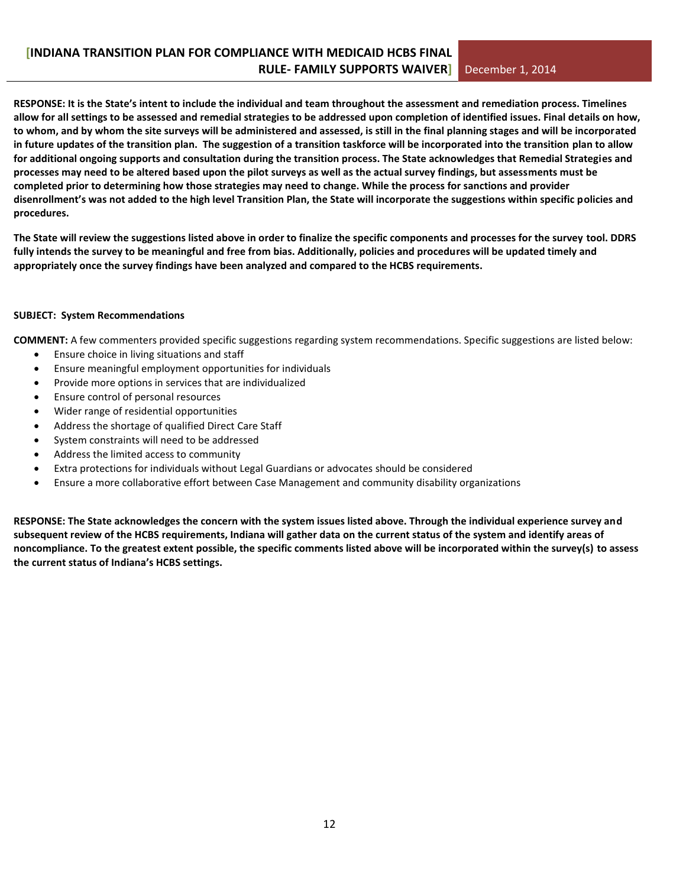**RESPONSE: It is the State's intent to include the individual and team throughout the assessment and remediation process. Timelines allow for all settings to be assessed and remedial strategies to be addressed upon completion of identified issues. Final details on how, to whom, and by whom the site surveys will be administered and assessed, is still in the final planning stages and will be incorporated in future updates of the transition plan. The suggestion of a transition taskforce will be incorporated into the transition plan to allow for additional ongoing supports and consultation during the transition process. The State acknowledges that Remedial Strategies and processes may need to be altered based upon the pilot surveys as well as the actual survey findings, but assessments must be completed prior to determining how those strategies may need to change. While the process for sanctions and provider disenrollment's was not added to the high level Transition Plan, the State will incorporate the suggestions within specific policies and procedures.**

**The State will review the suggestions listed above in order to finalize the specific components and processes for the survey tool. DDRS fully intends the survey to be meaningful and free from bias. Additionally, policies and procedures will be updated timely and appropriately once the survey findings have been analyzed and compared to the HCBS requirements.**

**SUBJECT: System Recommendations**

**COMMENT:** A few commenters provided specific suggestions regarding system recommendations. Specific suggestions are listed below:

- Ensure choice in living situations and staff
- Ensure meaningful employment opportunities for individuals
- Provide more options in services that are individualized
- Ensure control of personal resources
- Wider range of residential opportunities
- Address the shortage of qualified Direct Care Staff
- System constraints will need to be addressed
- Address the limited access to community
- Extra protections for individuals without Legal Guardians or advocates should be considered
- Ensure a more collaborative effort between Case Management and community disability organizations

**RESPONSE: The State acknowledges the concern with the system issues listed above. Through the individual experience survey and subsequent review of the HCBS requirements, Indiana will gather data on the current status of the system and identify areas of noncompliance. To the greatest extent possible, the specific comments listed above will be incorporated within the survey(s) to assess the current status of Indiana's HCBS settings.**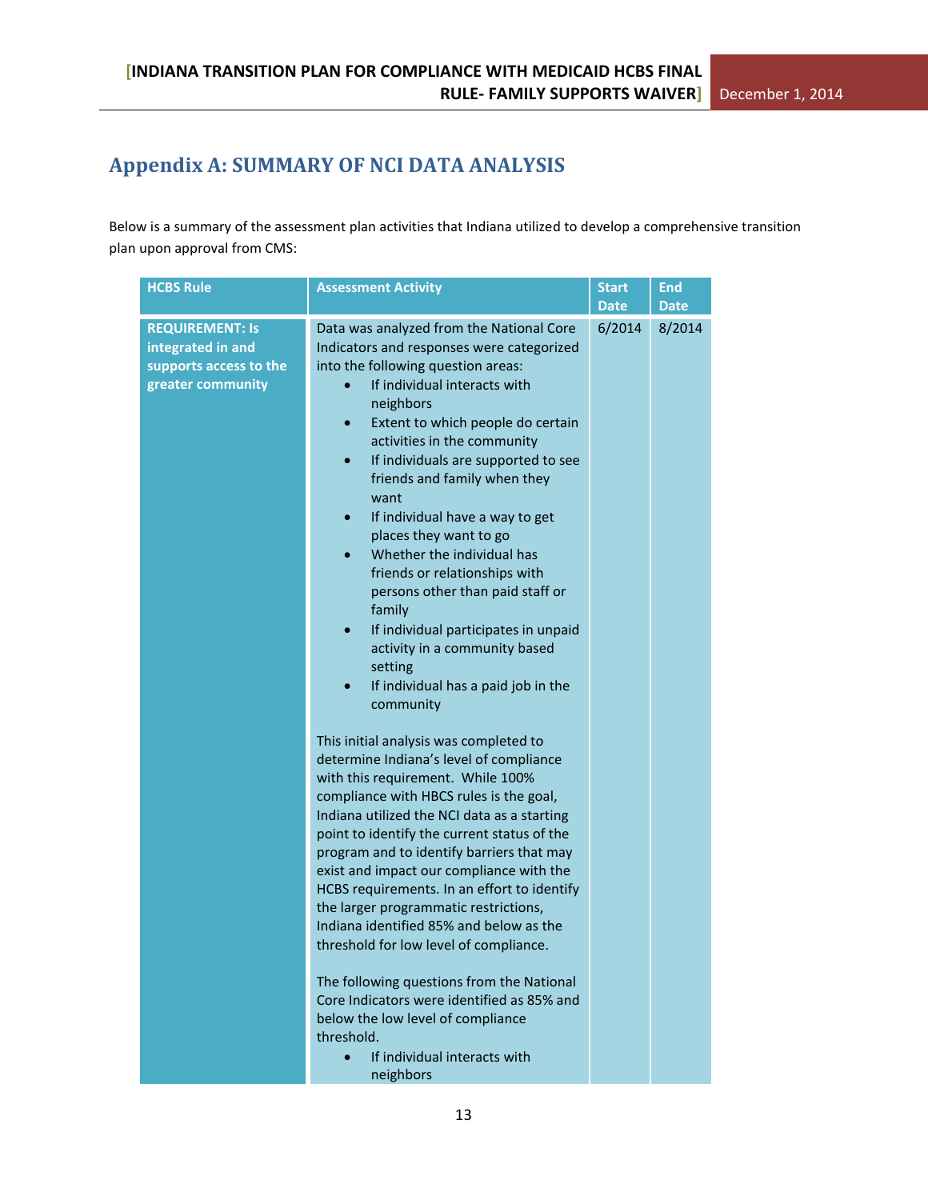## Appendix A: SUMMARY OF NCI DATA ANALYSIS

Below is a summary of the assessment plan activities that Indiana utilized to develop a comprehensive transition plan upon approval from CMS:

| HCBS Rule | Assessment Activity | Start Date | End Date |
|---|---|---|---|
| **REQUIREMENT: Is integrated in and supports access to the greater community** | Data was analyzed from the National Core Indicators and responses were categorized into the following question areas:<br>• If individual interacts with neighbors<br>• Extent to which people do certain activities in the community<br>• If individuals are supported to see friends and family when they want<br>• If individual have a way to get places they want to go<br>• Whether the individual has friends or relationships with persons other than paid staff or family<br>• If individual participates in unpaid activity in a community based setting<br>• If individual has a paid job in the community<br><br>This initial analysis was completed to determine Indiana's level of compliance with this requirement. While 100% compliance with HBCS rules is the goal, Indiana utilized the NCI data as a starting point to identify the current status of the program and to identify barriers that may exist and impact our compliance with the HCBS requirements. In an effort to identify the larger programmatic restrictions, Indiana identified 85% and below as the threshold for low level of compliance.<br><br>The following questions from the National Core Indicators were identified as 85% and below the low level of compliance threshold.<br>• If individual interacts with neighbors | 6/2014 | 8/2014 |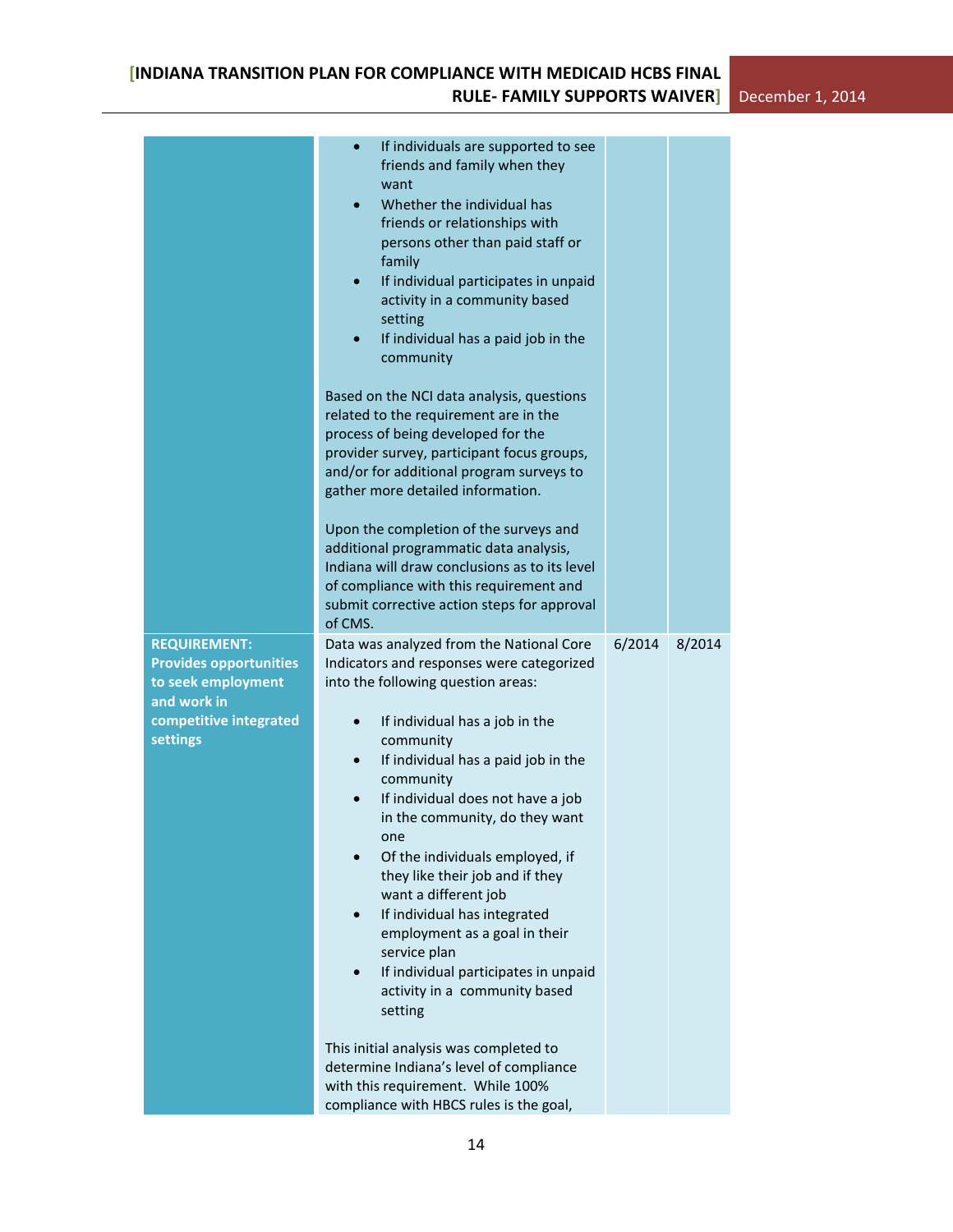| | | | |
|---|---|---|---|
| | • If individuals are supported to see friends and family when they want<br>• Whether the individual has friends or relationships with persons other than paid staff or family<br>• If individual participates in unpaid activity in a community based setting<br>• If individual has a paid job in the community<br><br>Based on the NCI data analysis, questions related to the requirement are in the process of being developed for the provider survey, participant focus groups, and/or for additional program surveys to gather more detailed information.<br><br>Upon the completion of the surveys and additional programmatic data analysis, Indiana will draw conclusions as to its level of compliance with this requirement and submit corrective action steps for approval of CMS. | | |
| **REQUIREMENT: Provides opportunities to seek employment and work in competitive integrated settings** | Data was analyzed from the National Core Indicators and responses were categorized into the following question areas:<br><br>• If individual has a job in the community<br>• If individual has a paid job in the community<br>• If individual does not have a job in the community, do they want one<br>• Of the individuals employed, if they like their job and if they want a different job<br>• If individual has integrated employment as a goal in their service plan<br>• If individual participates in unpaid activity in a community based setting<br><br>This initial analysis was completed to determine Indiana's level of compliance with this requirement. While 100% compliance with HBCS rules is the goal, | 6/2014 | 8/2014 |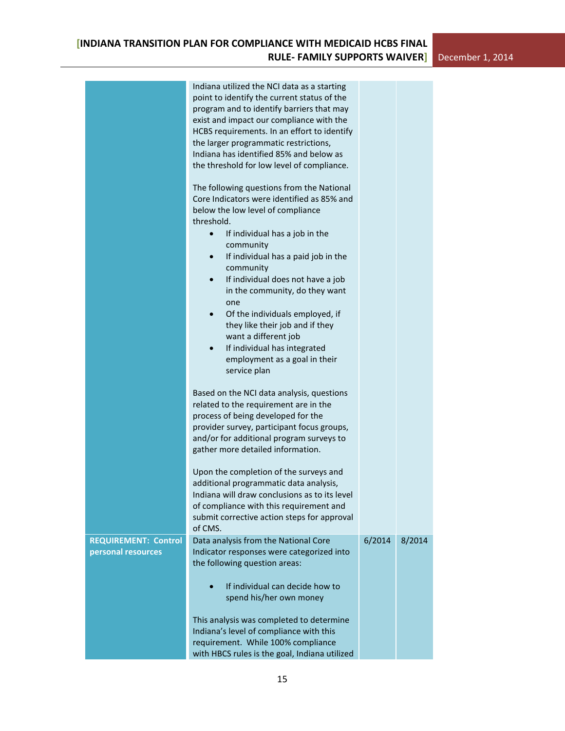| | | | |
|---|---|---|---|
| | Indiana utilized the NCI data as a starting point to identify the current status of the program and to identify barriers that may exist and impact our compliance with the HCBS requirements. In an effort to identify the larger programmatic restrictions, Indiana has identified 85% and below as the threshold for low level of compliance.<br><br>The following questions from the National Core Indicators were identified as 85% and below the low level of compliance threshold.<br>• If individual has a job in the community<br>• If individual has a paid job in the community<br>• If individual does not have a job in the community, do they want one<br>• Of the individuals employed, if they like their job and if they want a different job<br>• If individual has integrated employment as a goal in their service plan<br><br>Based on the NCI data analysis, questions related to the requirement are in the process of being developed for the provider survey, participant focus groups, and/or for additional program surveys to gather more detailed information.<br><br>Upon the completion of the surveys and additional programmatic data analysis, Indiana will draw conclusions as to its level of compliance with this requirement and submit corrective action steps for approval of CMS. | | |
| **REQUIREMENT: Control personal resources** | Data analysis from the National Core Indicator responses were categorized into the following question areas:<br><br>• If individual can decide how to spend his/her own money<br><br>This analysis was completed to determine Indiana's level of compliance with this requirement. While 100% compliance with HBCS rules is the goal, Indiana utilized | 6/2014 | 8/2014 |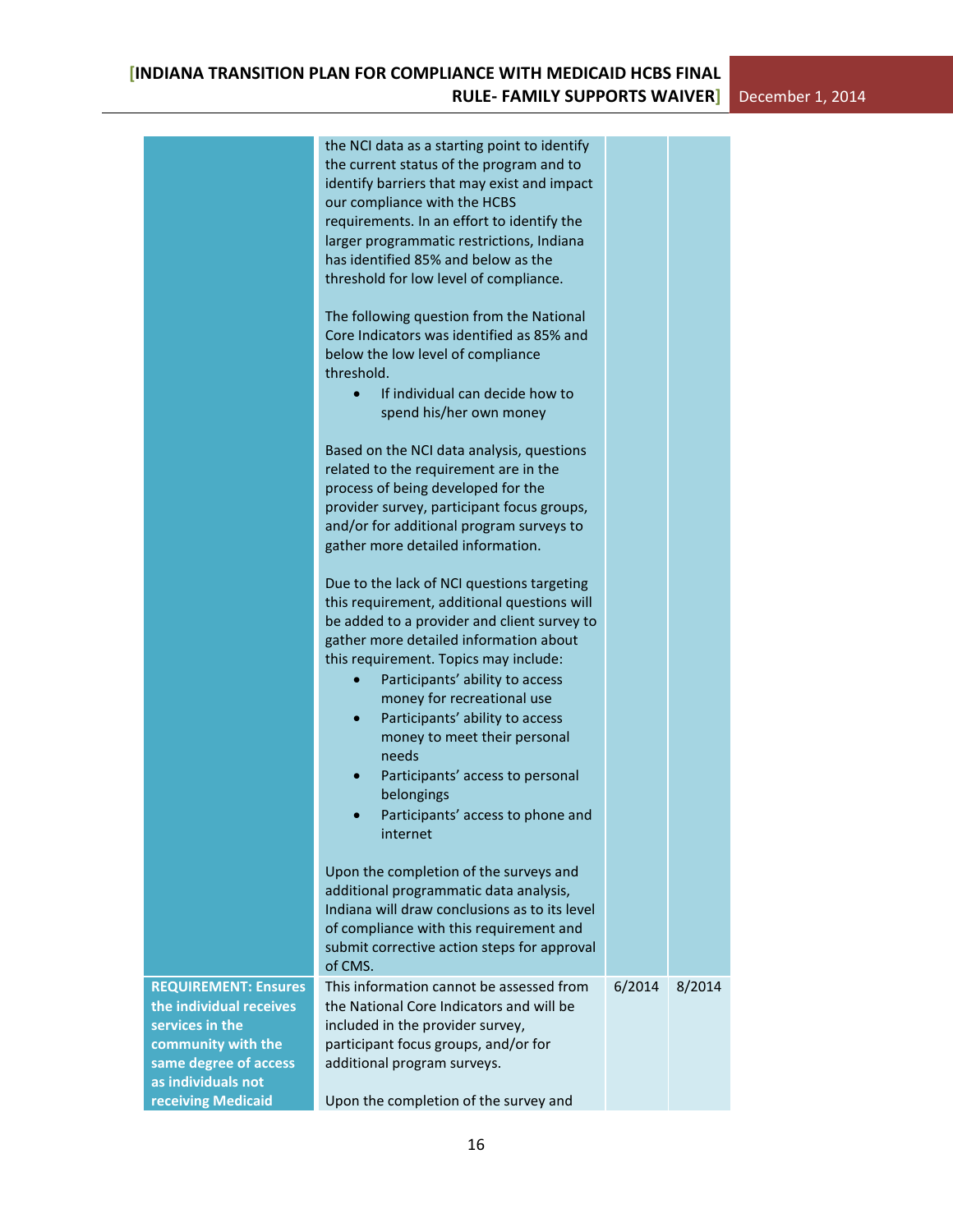| | | | |
|---|---|---|---|
| | the NCI data as a starting point to identify the current status of the program and to identify barriers that may exist and impact our compliance with the HCBS requirements. In an effort to identify the larger programmatic restrictions, Indiana has identified 85% and below as the threshold for low level of compliance.<br><br>The following question from the National Core Indicators was identified as 85% and below the low level of compliance threshold.<br>• If individual can decide how to spend his/her own money<br><br>Based on the NCI data analysis, questions related to the requirement are in the process of being developed for the provider survey, participant focus groups, and/or for additional program surveys to gather more detailed information.<br><br>Due to the lack of NCI questions targeting this requirement, additional questions will be added to a provider and client survey to gather more detailed information about this requirement. Topics may include:<br>• Participants' ability to access money for recreational use<br>• Participants' ability to access money to meet their personal needs<br>• Participants' access to personal belongings<br>• Participants' access to phone and internet<br><br>Upon the completion of the surveys and additional programmatic data analysis, Indiana will draw conclusions as to its level of compliance with this requirement and submit corrective action steps for approval of CMS. | | |
| **REQUIREMENT: Ensures the individual receives services in the community with the same degree of access as individuals not receiving Medicaid** | This information cannot be assessed from the National Core Indicators and will be included in the provider survey, participant focus groups, and/or for additional program surveys.<br><br>Upon the completion of the survey and | 6/2014 | 8/2014 |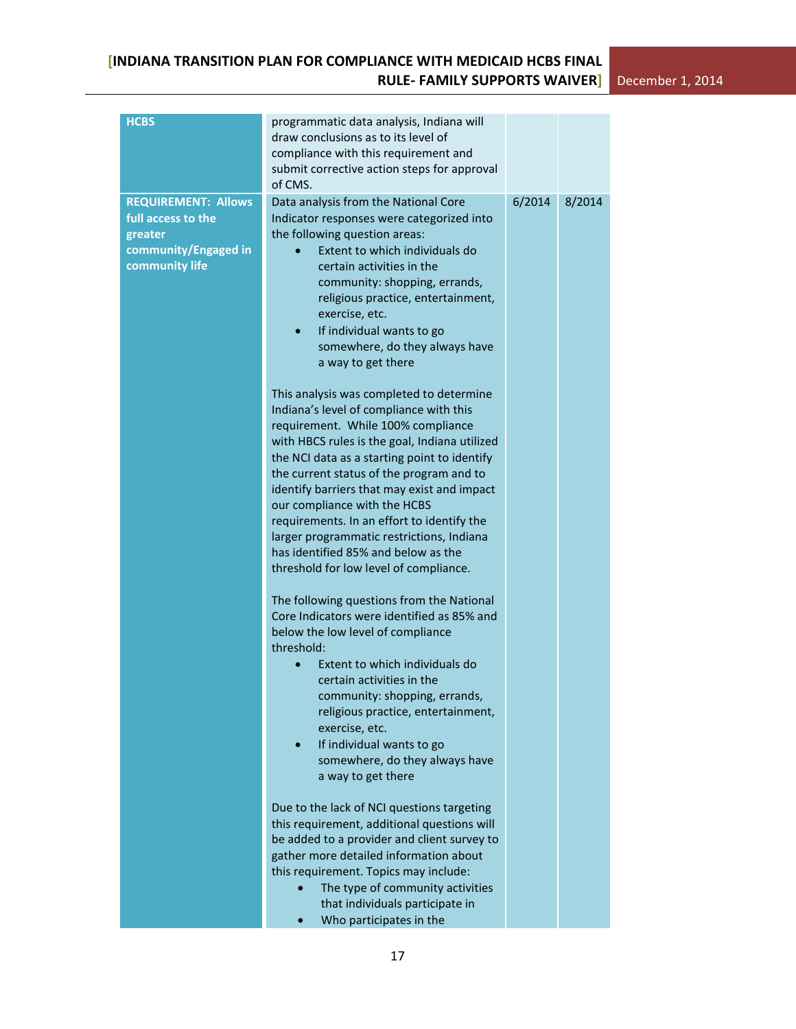| | | | |
|---|---|---|---|
| **HCBS** | programmatic data analysis, Indiana will draw conclusions as to its level of compliance with this requirement and submit corrective action steps for approval of CMS. | | |
| **REQUIREMENT: Allows full access to the greater community/Engaged in community life** | Data analysis from the National Core Indicator responses were categorized into the following question areas:<br>• Extent to which individuals do certain activities in the community: shopping, errands, religious practice, entertainment, exercise, etc.<br>• If individual wants to go somewhere, do they always have a way to get there<br><br>This analysis was completed to determine Indiana's level of compliance with this requirement. While 100% compliance with HBCS rules is the goal, Indiana utilized the NCI data as a starting point to identify the current status of the program and to identify barriers that may exist and impact our compliance with the HCBS requirements. In an effort to identify the larger programmatic restrictions, Indiana has identified 85% and below as the threshold for low level of compliance.<br><br>The following questions from the National Core Indicators were identified as 85% and below the low level of compliance threshold:<br>• Extent to which individuals do certain activities in the community: shopping, errands, religious practice, entertainment, exercise, etc.<br>• If individual wants to go somewhere, do they always have a way to get there<br><br>Due to the lack of NCI questions targeting this requirement, additional questions will be added to a provider and client survey to gather more detailed information about this requirement. Topics may include:<br>• The type of community activities that individuals participate in<br>• Who participates in the | 6/2014 | 8/2014 |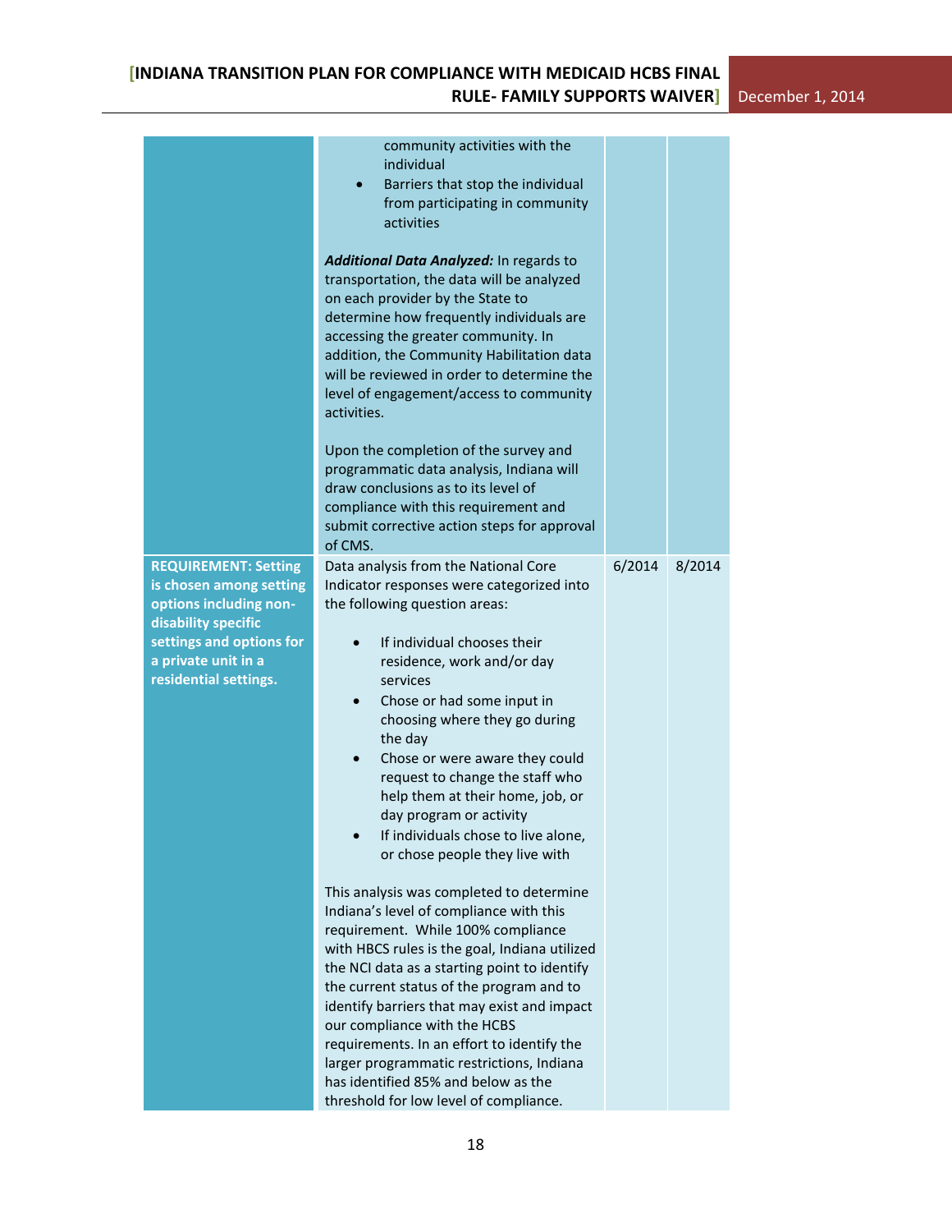| | | | |
|---|---|---|---|
| | community activities with the individual<br>• Barriers that stop the individual from participating in community activities<br><br>***Additional Data Analyzed:*** In regards to transportation, the data will be analyzed on each provider by the State to determine how frequently individuals are accessing the greater community. In addition, the Community Habilitation data will be reviewed in order to determine the level of engagement/access to community activities.<br><br>Upon the completion of the survey and programmatic data analysis, Indiana will draw conclusions as to its level of compliance with this requirement and submit corrective action steps for approval of CMS. | | |
| **REQUIREMENT: Setting is chosen among setting options including non-disability specific settings and options for a private unit in a residential settings.** | Data analysis from the National Core Indicator responses were categorized into the following question areas:<br><br>• If individual chooses their residence, work and/or day services<br>• Chose or had some input in choosing where they go during the day<br>• Chose or were aware they could request to change the staff who help them at their home, job, or day program or activity<br>• If individuals chose to live alone, or chose people they live with<br><br>This analysis was completed to determine Indiana's level of compliance with this requirement. While 100% compliance with HBCS rules is the goal, Indiana utilized the NCI data as a starting point to identify the current status of the program and to identify barriers that may exist and impact our compliance with the HCBS requirements. In an effort to identify the larger programmatic restrictions, Indiana has identified 85% and below as the threshold for low level of compliance. | 6/2014 | 8/2014 |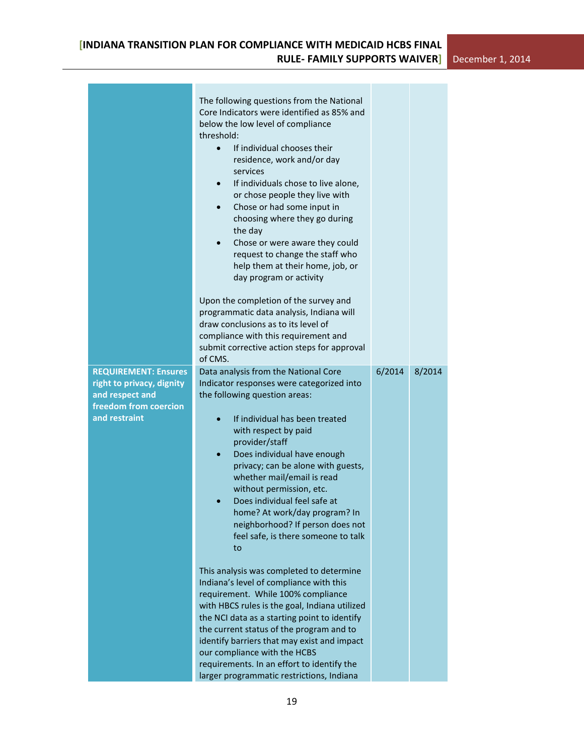| | | | |
|---|---|---|---|
| | The following questions from the National Core Indicators were identified as 85% and below the low level of compliance threshold:<br>• If individual chooses their residence, work and/or day services<br>• If individuals chose to live alone, or chose people they live with<br>• Chose or had some input in choosing where they go during the day<br>• Chose or were aware they could request to change the staff who help them at their home, job, or day program or activity<br><br>Upon the completion of the survey and programmatic data analysis, Indiana will draw conclusions as to its level of compliance with this requirement and submit corrective action steps for approval of CMS. | | |
| **REQUIREMENT: Ensures right to privacy, dignity and respect and freedom from coercion and restraint** | Data analysis from the National Core Indicator responses were categorized into the following question areas:<br><br>• If individual has been treated with respect by paid provider/staff<br>• Does individual have enough privacy; can be alone with guests, whether mail/email is read without permission, etc.<br>• Does individual feel safe at home? At work/day program? In neighborhood? If person does not feel safe, is there someone to talk to<br><br>This analysis was completed to determine Indiana's level of compliance with this requirement. While 100% compliance with HBCS rules is the goal, Indiana utilized the NCI data as a starting point to identify the current status of the program and to identify barriers that may exist and impact our compliance with the HCBS requirements. In an effort to identify the larger programmatic restrictions, Indiana | 6/2014 | 8/2014 |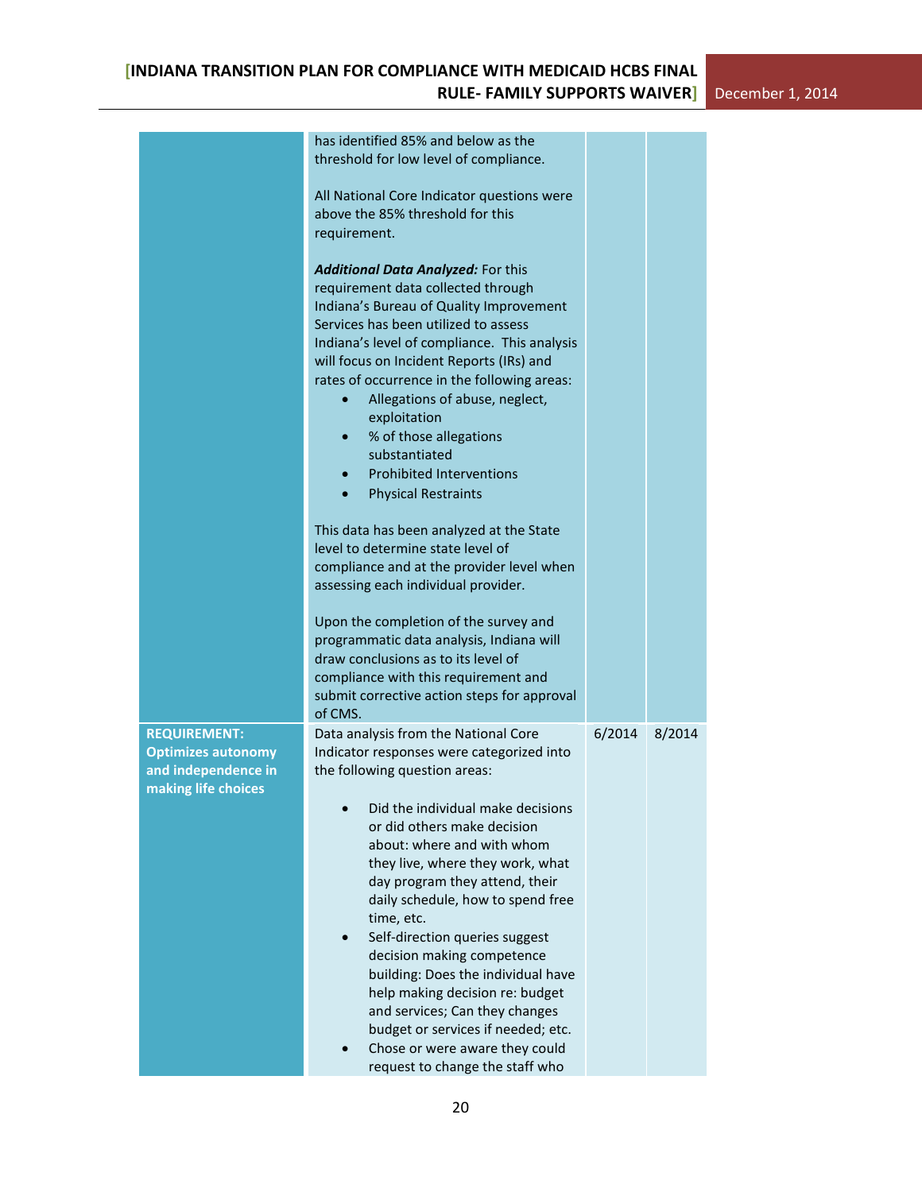| | | | |
|---|---|---|---|
| | has identified 85% and below as the threshold for low level of compliance.<br><br>All National Core Indicator questions were above the 85% threshold for this requirement.<br><br>***Additional Data Analyzed:*** For this requirement data collected through Indiana's Bureau of Quality Improvement Services has been utilized to assess Indiana's level of compliance. This analysis will focus on Incident Reports (IRs) and rates of occurrence in the following areas:<br>• Allegations of abuse, neglect, exploitation<br>• % of those allegations substantiated<br>• Prohibited Interventions<br>• Physical Restraints<br><br>This data has been analyzed at the State level to determine state level of compliance and at the provider level when assessing each individual provider.<br><br>Upon the completion of the survey and programmatic data analysis, Indiana will draw conclusions as to its level of compliance with this requirement and submit corrective action steps for approval of CMS. | | |
| **REQUIREMENT: Optimizes autonomy and independence in making life choices** | Data analysis from the National Core Indicator responses were categorized into the following question areas:<br><br>• Did the individual make decisions or did others make decision about: where and with whom they live, where they work, what day program they attend, their daily schedule, how to spend free time, etc.<br>• Self-direction queries suggest decision making competence building: Does the individual have help making decision re: budget and services; Can they changes budget or services if needed; etc.<br>• Chose or were aware they could request to change the staff who | 6/2014 | 8/2014 |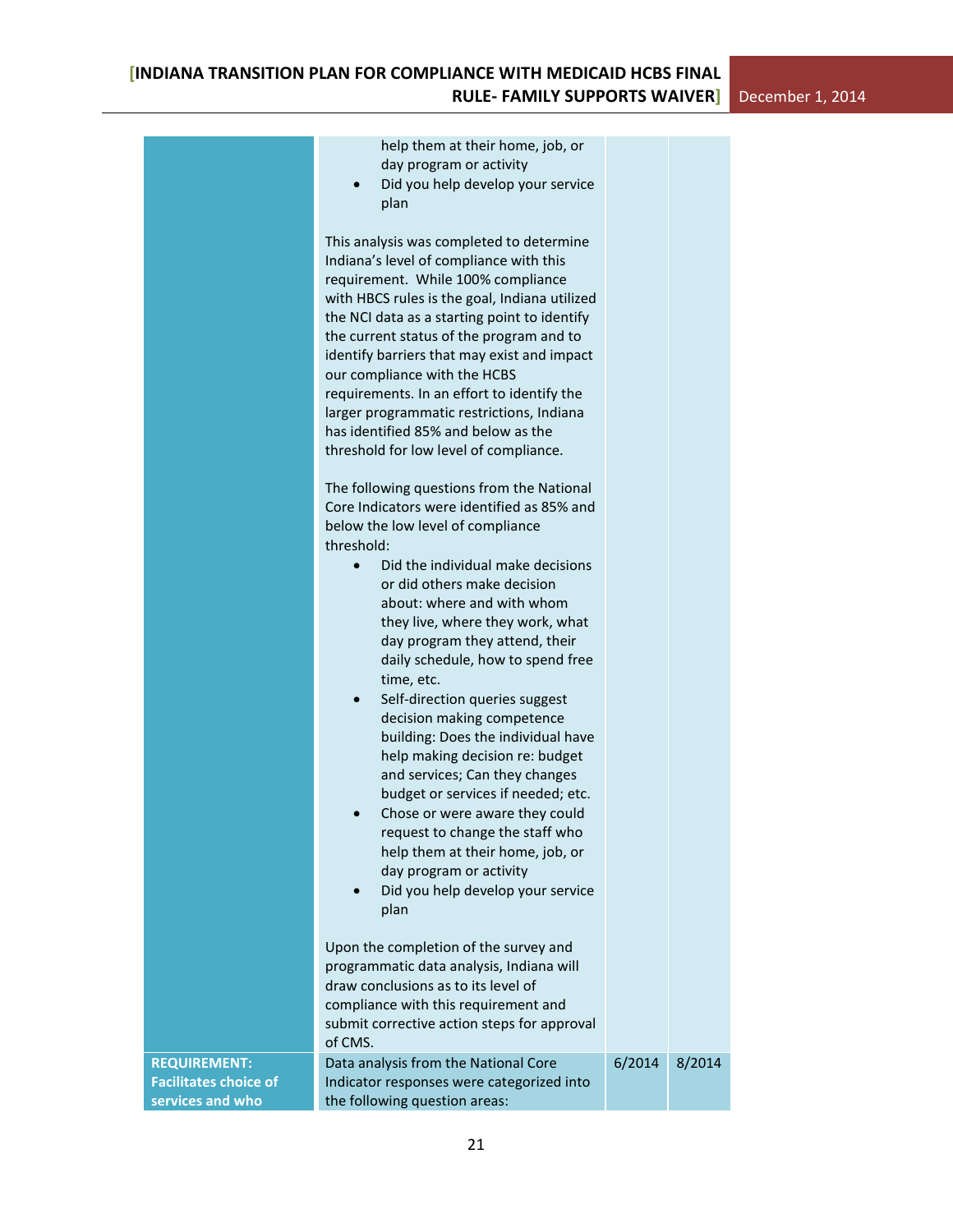| | | | |
|---|---|---|---|
| | help them at their home, job, or day program or activity<br>• Did you help develop your service plan<br><br>This analysis was completed to determine Indiana's level of compliance with this requirement. While 100% compliance with HBCS rules is the goal, Indiana utilized the NCI data as a starting point to identify the current status of the program and to identify barriers that may exist and impact our compliance with the HCBS requirements. In an effort to identify the larger programmatic restrictions, Indiana has identified 85% and below as the threshold for low level of compliance.<br><br>The following questions from the National Core Indicators were identified as 85% and below the low level of compliance threshold:<br>• Did the individual make decisions or did others make decision about: where and with whom they live, where they work, what day program they attend, their daily schedule, how to spend free time, etc.<br>• Self-direction queries suggest decision making competence building: Does the individual have help making decision re: budget and services; Can they changes budget or services if needed; etc.<br>• Chose or were aware they could request to change the staff who help them at their home, job, or day program or activity<br>• Did you help develop your service plan<br><br>Upon the completion of the survey and programmatic data analysis, Indiana will draw conclusions as to its level of compliance with this requirement and submit corrective action steps for approval of CMS. | | |
| **REQUIREMENT: Facilitates choice of services and who** | Data analysis from the National Core Indicator responses were categorized into the following question areas: | 6/2014 | 8/2014 |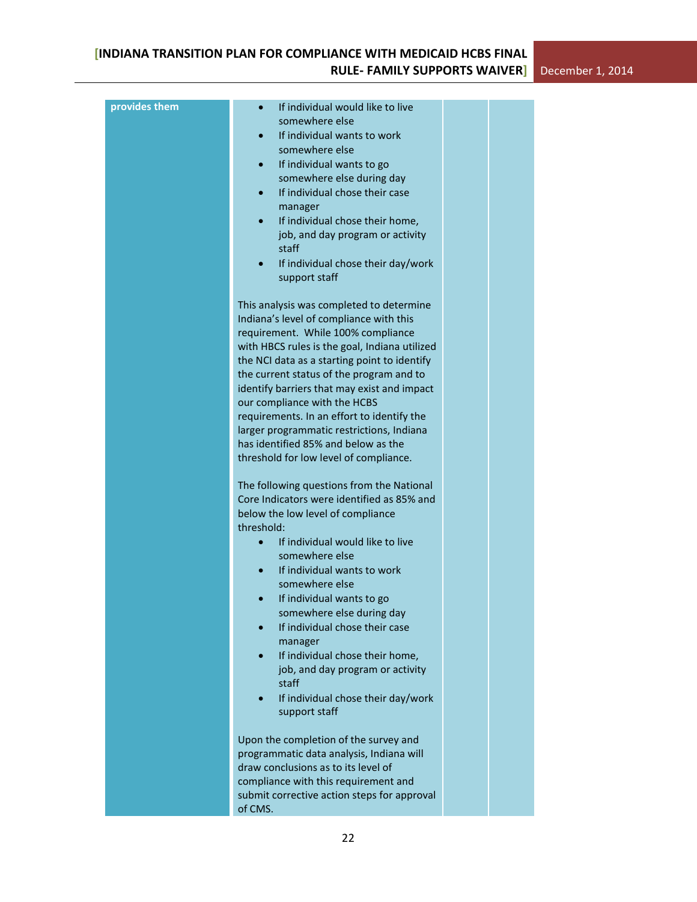| provides them | • If individual would like to live somewhere else<br>• If individual wants to work somewhere else<br>• If individual wants to go somewhere else during day<br>• If individual chose their case manager<br>• If individual chose their home, job, and day program or activity staff<br>• If individual chose their day/work support staff<br><br>This analysis was completed to determine Indiana's level of compliance with this requirement. While 100% compliance with HBCS rules is the goal, Indiana utilized the NCI data as a starting point to identify the current status of the program and to identify barriers that may exist and impact our compliance with the HCBS requirements. In an effort to identify the larger programmatic restrictions, Indiana has identified 85% and below as the threshold for low level of compliance.<br><br>The following questions from the National Core Indicators were identified as 85% and below the low level of compliance threshold:<br>• If individual would like to live somewhere else<br>• If individual wants to work somewhere else<br>• If individual wants to go somewhere else during day<br>• If individual chose their case manager<br>• If individual chose their home, job, and day program or activity staff<br>• If individual chose their day/work support staff<br><br>Upon the completion of the survey and programmatic data analysis, Indiana will draw conclusions as to its level of compliance with this requirement and submit corrective action steps for approval of CMS. | | |
|---|---|---|---|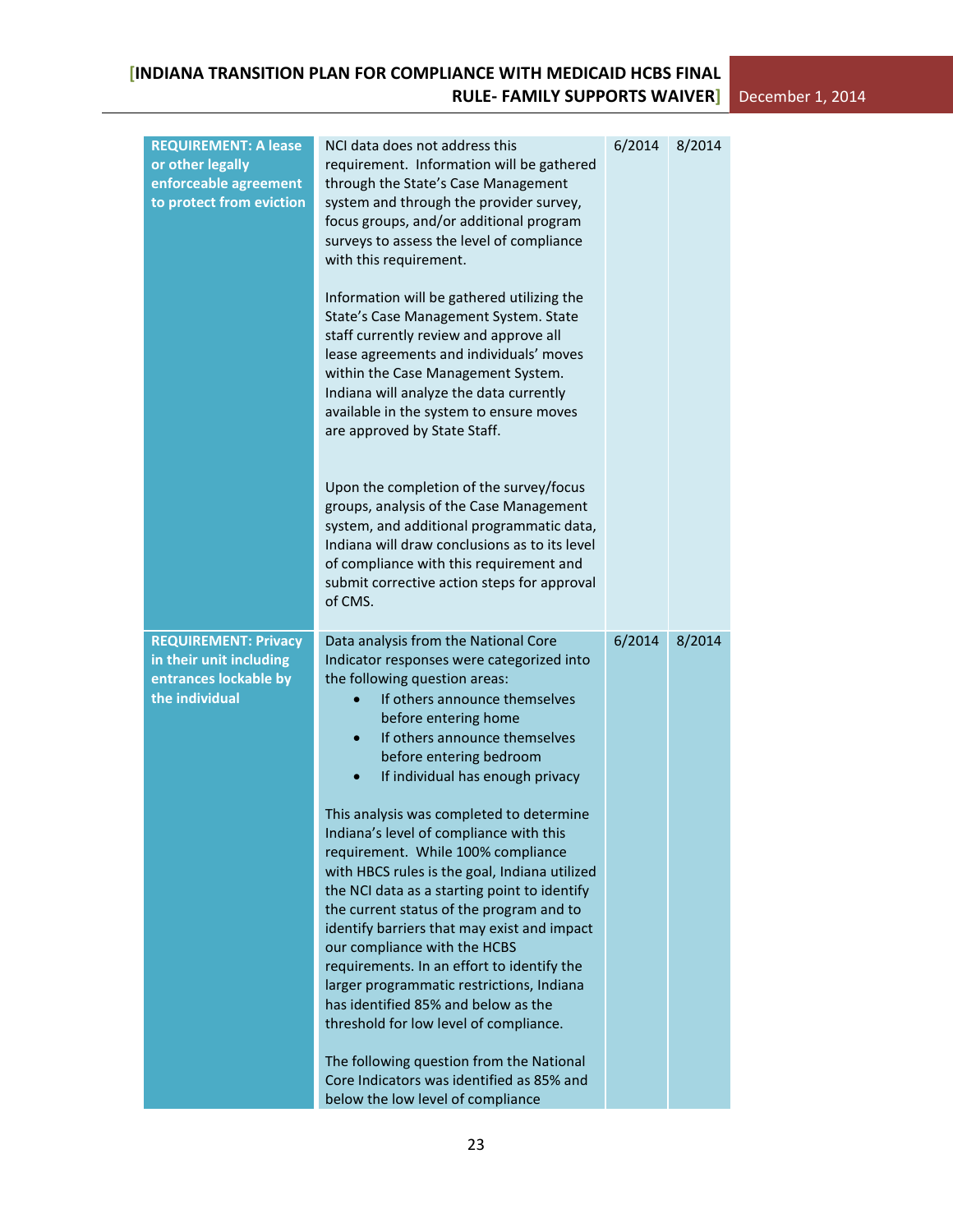| | | | |
|---|---|---|---|
| **REQUIREMENT: A lease or other legally enforceable agreement to protect from eviction** | NCI data does not address this requirement. Information will be gathered through the State's Case Management system and through the provider survey, focus groups, and/or additional program surveys to assess the level of compliance with this requirement.<br><br>Information will be gathered utilizing the State's Case Management System. State staff currently review and approve all lease agreements and individuals' moves within the Case Management System. Indiana will analyze the data currently available in the system to ensure moves are approved by State Staff.<br><br>Upon the completion of the survey/focus groups, analysis of the Case Management system, and additional programmatic data, Indiana will draw conclusions as to its level of compliance with this requirement and submit corrective action steps for approval of CMS. | 6/2014 | 8/2014 |
| **REQUIREMENT: Privacy in their unit including entrances lockable by the individual** | Data analysis from the National Core Indicator responses were categorized into the following question areas:<br>• If others announce themselves before entering home<br>• If others announce themselves before entering bedroom<br>• If individual has enough privacy<br><br>This analysis was completed to determine Indiana's level of compliance with this requirement. While 100% compliance with HBCS rules is the goal, Indiana utilized the NCI data as a starting point to identify the current status of the program and to identify barriers that may exist and impact our compliance with the HCBS requirements. In an effort to identify the larger programmatic restrictions, Indiana has identified 85% and below as the threshold for low level of compliance.<br><br>The following question from the National Core Indicators was identified as 85% and below the low level of compliance | 6/2014 | 8/2014 |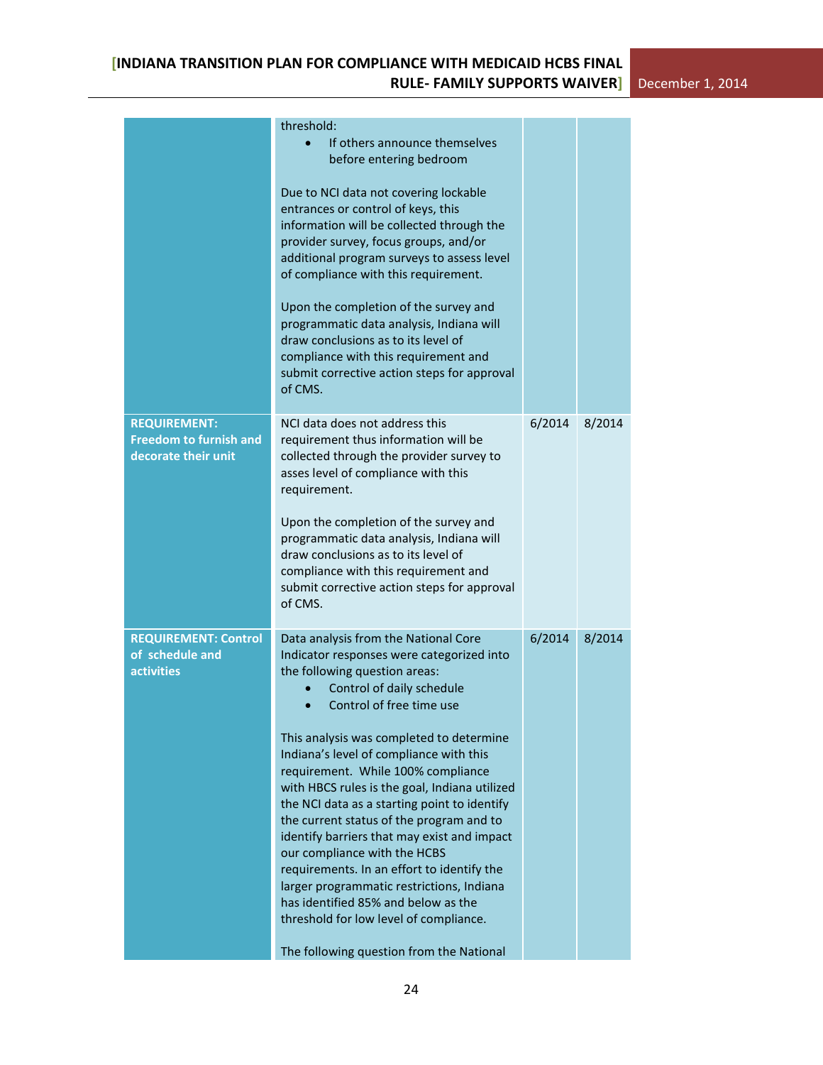| | | | |
|---|---|---|---|
| | threshold:<br>• If others announce themselves before entering bedroom<br><br>Due to NCI data not covering lockable entrances or control of keys, this information will be collected through the provider survey, focus groups, and/or additional program surveys to assess level of compliance with this requirement.<br><br>Upon the completion of the survey and programmatic data analysis, Indiana will draw conclusions as to its level of compliance with this requirement and submit corrective action steps for approval of CMS. | | |
| **REQUIREMENT: Freedom to furnish and decorate their unit** | NCI data does not address this requirement thus information will be collected through the provider survey to asses level of compliance with this requirement.<br><br>Upon the completion of the survey and programmatic data analysis, Indiana will draw conclusions as to its level of compliance with this requirement and submit corrective action steps for approval of CMS. | 6/2014 | 8/2014 |
| **REQUIREMENT: Control of schedule and activities** | Data analysis from the National Core Indicator responses were categorized into the following question areas:<br>• Control of daily schedule<br>• Control of free time use<br><br>This analysis was completed to determine Indiana's level of compliance with this requirement. While 100% compliance with HBCS rules is the goal, Indiana utilized the NCI data as a starting point to identify the current status of the program and to identify barriers that may exist and impact our compliance with the HBCS requirements. In an effort to identify the larger programmatic restrictions, Indiana has identified 85% and below as the threshold for low level of compliance.<br><br>The following question from the National | 6/2014 | 8/2014 |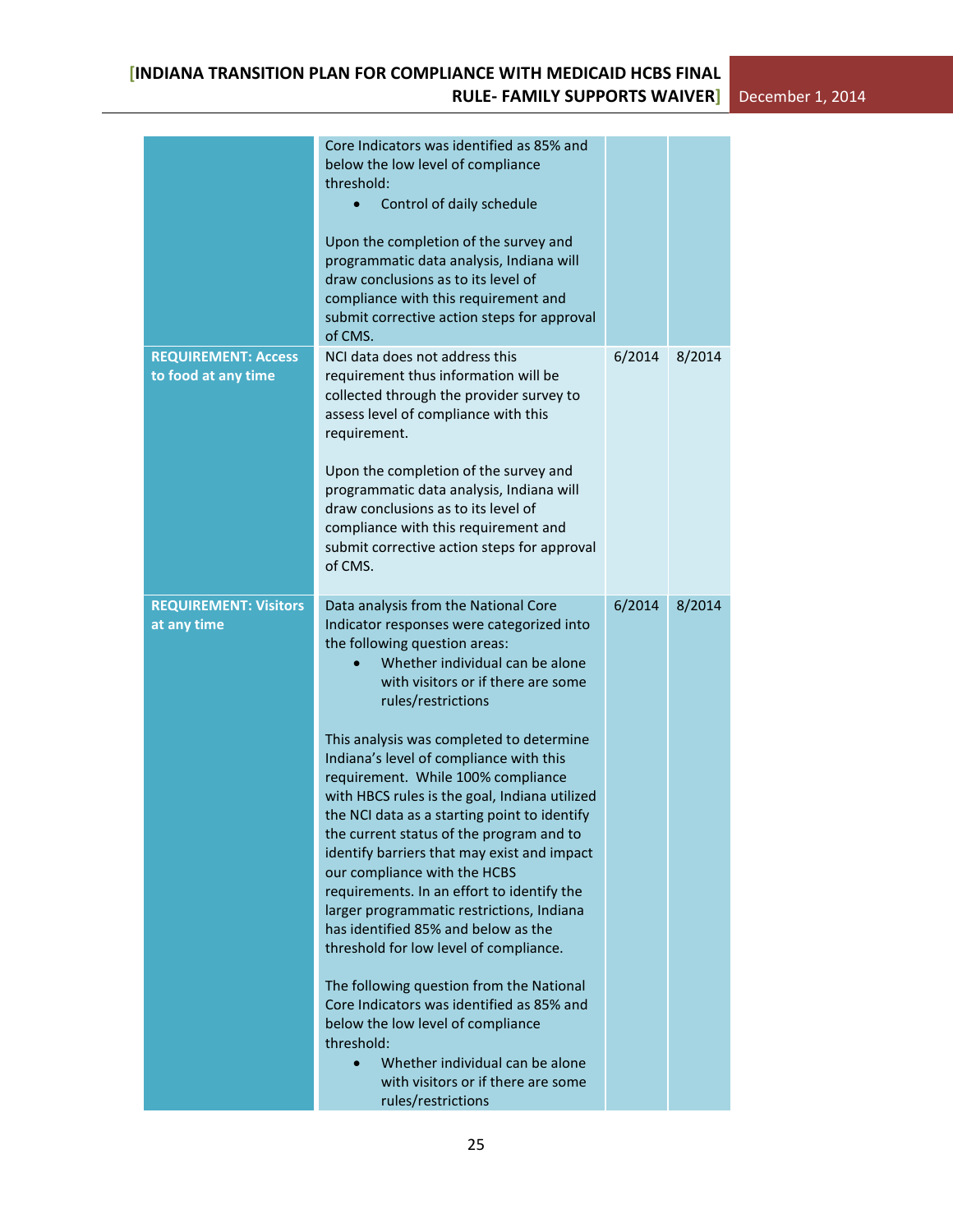| | | | |
|---|---|---|---|
| | Core Indicators was identified as 85% and below the low level of compliance threshold:<br>• Control of daily schedule<br><br>Upon the completion of the survey and programmatic data analysis, Indiana will draw conclusions as to its level of compliance with this requirement and submit corrective action steps for approval of CMS. | | |
| **REQUIREMENT: Access to food at any time** | NCI data does not address this requirement thus information will be collected through the provider survey to assess level of compliance with this requirement.<br><br>Upon the completion of the survey and programmatic data analysis, Indiana will draw conclusions as to its level of compliance with this requirement and submit corrective action steps for approval of CMS. | 6/2014 | 8/2014 |
| **REQUIREMENT: Visitors at any time** | Data analysis from the National Core Indicator responses were categorized into the following question areas:<br>• Whether individual can be alone with visitors or if there are some rules/restrictions<br><br>This analysis was completed to determine Indiana's level of compliance with this requirement. While 100% compliance with HBCS rules is the goal, Indiana utilized the NCI data as a starting point to identify the current status of the program and to identify barriers that may exist and impact our compliance with the HCBS requirements. In an effort to identify the larger programmatic restrictions, Indiana has identified 85% and below as the threshold for low level of compliance.<br><br>The following question from the National Core Indicators was identified as 85% and below the low level of compliance threshold:<br>• Whether individual can be alone with visitors or if there are some rules/restrictions | 6/2014 | 8/2014 |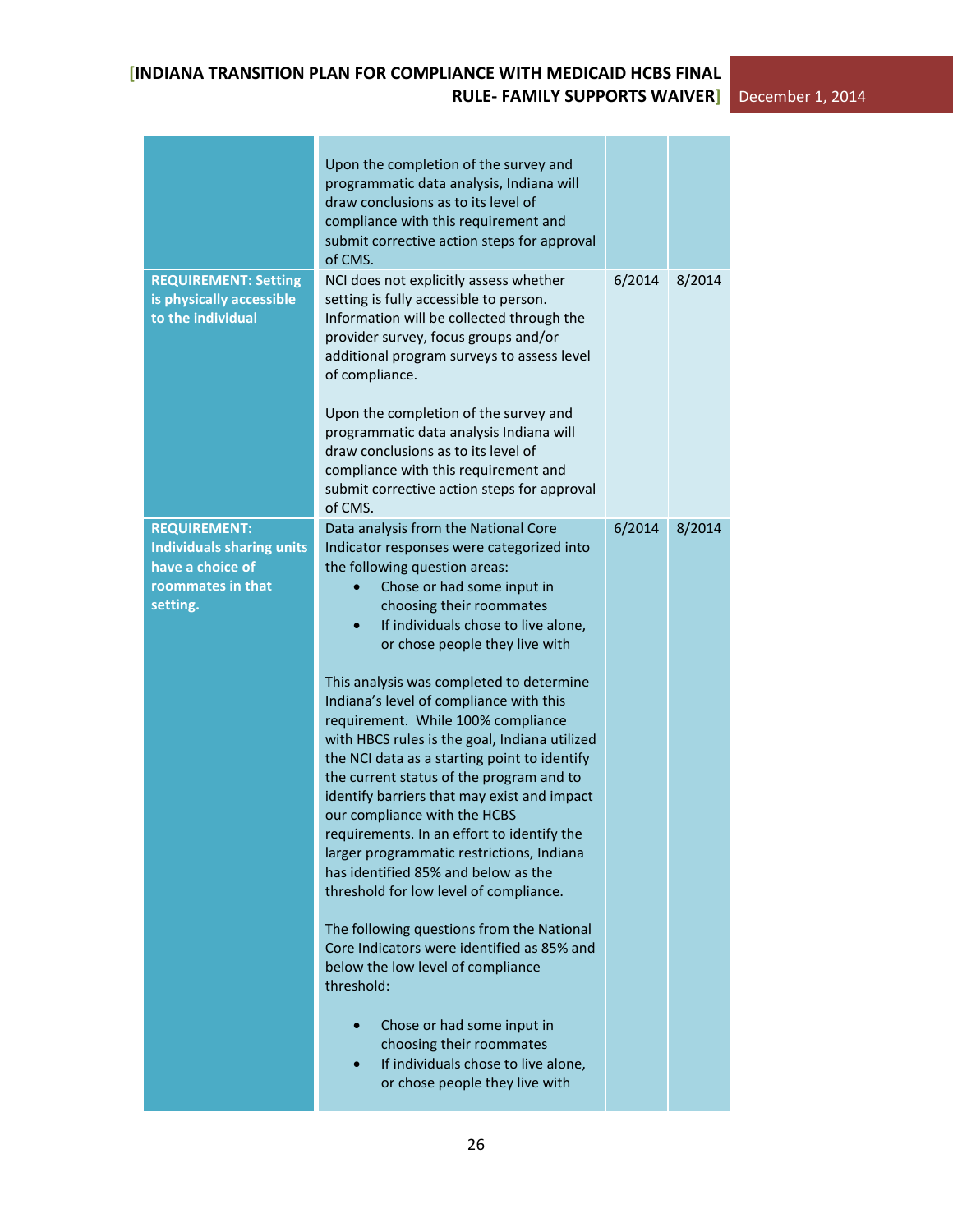| | | | |
|---|---|---|---|
| | Upon the completion of the survey and programmatic data analysis, Indiana will draw conclusions as to its level of compliance with this requirement and submit corrective action steps for approval of CMS. | | |
| **REQUIREMENT: Setting is physically accessible to the individual** | NCI does not explicitly assess whether setting is fully accessible to person. Information will be collected through the provider survey, focus groups and/or additional program surveys to assess level of compliance.<br><br>Upon the completion of the survey and programmatic data analysis Indiana will draw conclusions as to its level of compliance with this requirement and submit corrective action steps for approval of CMS. | 6/2014 | 8/2014 |
| **REQUIREMENT: Individuals sharing units have a choice of roommates in that setting.** | Data analysis from the National Core Indicator responses were categorized into the following question areas:<br>• Chose or had some input in choosing their roommates<br>• If individuals chose to live alone, or chose people they live with<br><br>This analysis was completed to determine Indiana's level of compliance with this requirement. While 100% compliance with HBCS rules is the goal, Indiana utilized the NCI data as a starting point to identify the current status of the program and to identify barriers that may exist and impact our compliance with the HCBS requirements. In an effort to identify the larger programmatic restrictions, Indiana has identified 85% and below as the threshold for low level of compliance.<br><br>The following questions from the National Core Indicators were identified as 85% and below the low level of compliance threshold:<br><br>• Chose or had some input in choosing their roommates<br>• If individuals chose to live alone, or chose people they live with | 6/2014 | 8/2014 |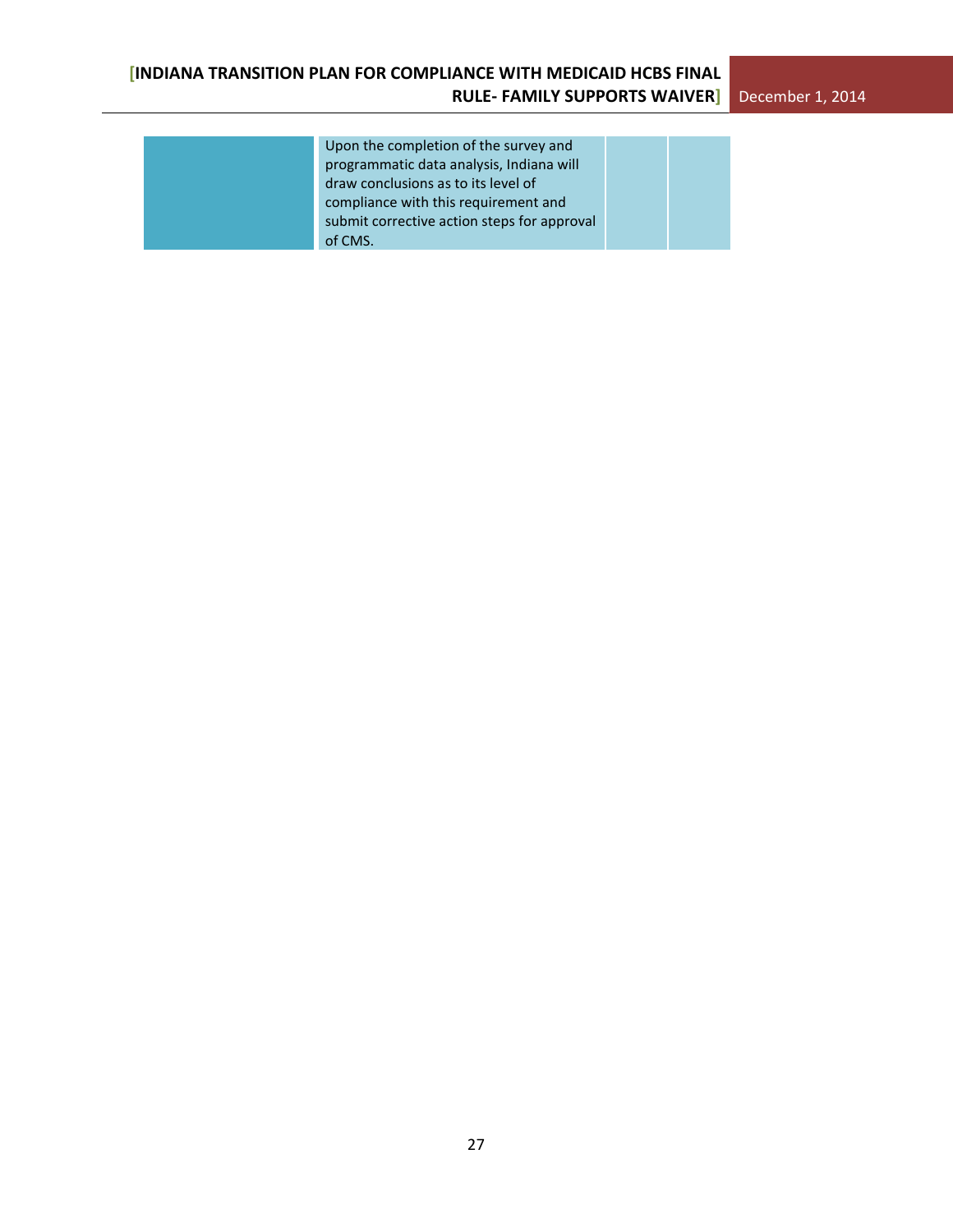| | | | |
|---|---|---|---|
| | Upon the completion of the survey and programmatic data analysis, Indiana will draw conclusions as to its level of compliance with this requirement and submit corrective action steps for approval of CMS. | | |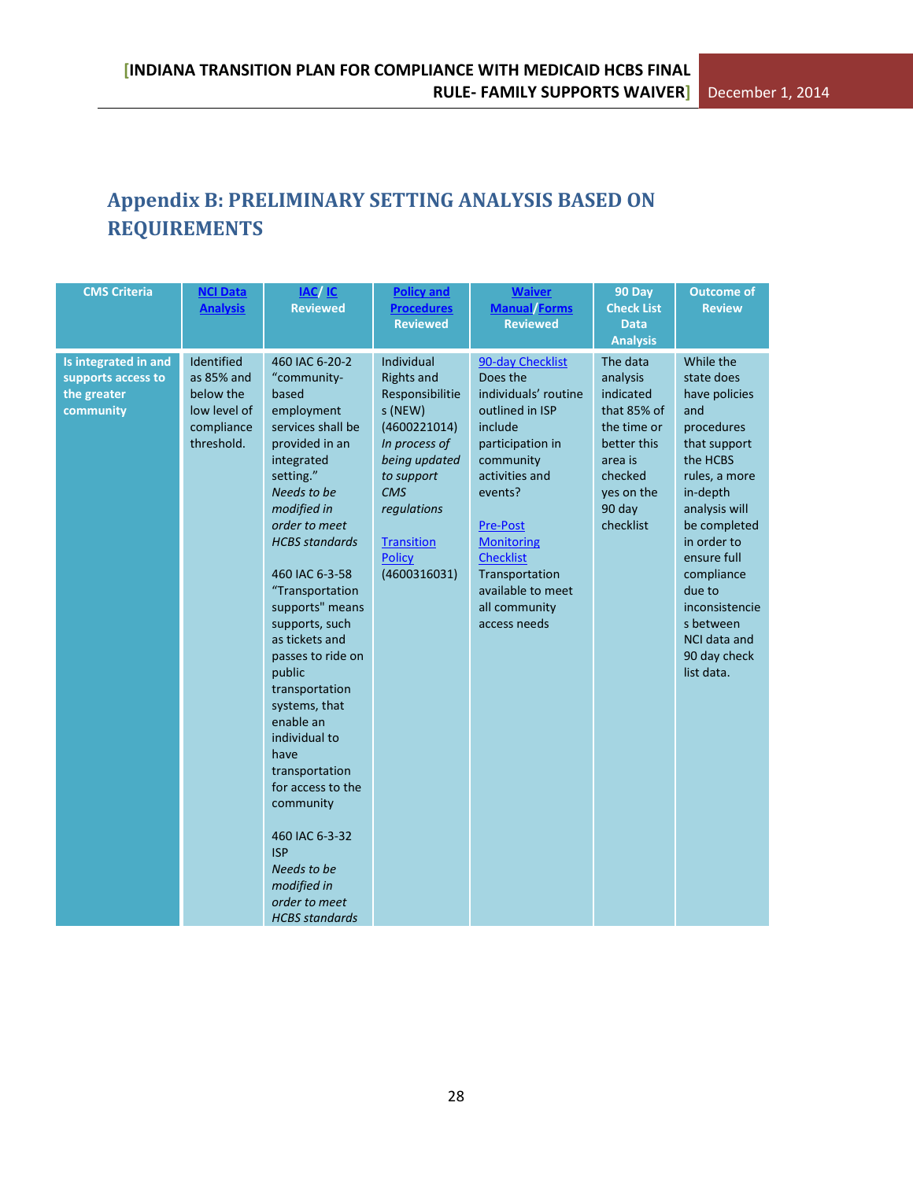## Appendix B: PRELIMINARY SETTING ANALYSIS BASED ON REQUIREMENTS

| CMS Criteria | NCI Data Analysis | IAC/ IC Reviewed | Policy and Procedures Reviewed | Waiver Manual/Forms Reviewed | 90 Day Check List Data Analysis | Outcome of Review |
|---|---|---|---|---|---|---|
| **Is integrated in and supports access to the greater community** | Identified as 85% and below the low level of compliance threshold. | 460 IAC 6-20-2 "community-based employment services shall be provided in an integrated setting." *Needs to be modified in order to meet HCBS standards*<br><br>460 IAC 6-3-58 "Transportation supports" means supports, such as tickets and passes to ride on public transportation systems, that enable an individual to have transportation for access to the community<br><br>460 IAC 6-3-32 ISP *Needs to be modified in order to meet HCBS standards* | Individual Rights and Responsibilities (NEW) (4600221014) *In process of being updated to support CMS regulations*<br><br>Transition Policy (4600316031) | 90-day Checklist Does the individuals' routine outlined in ISP include participation in community activities and events?<br><br>Pre-Post Monitoring Checklist Transportation available to meet all community access needs | The data analysis indicated that 85% of the time or better this area is checked yes on the 90 day checklist | While the state does have policies and procedures that support the HCBS rules, a more in-depth analysis will be completed in order to ensure full compliance due to inconsistencies between NCI data and 90 day check list data. |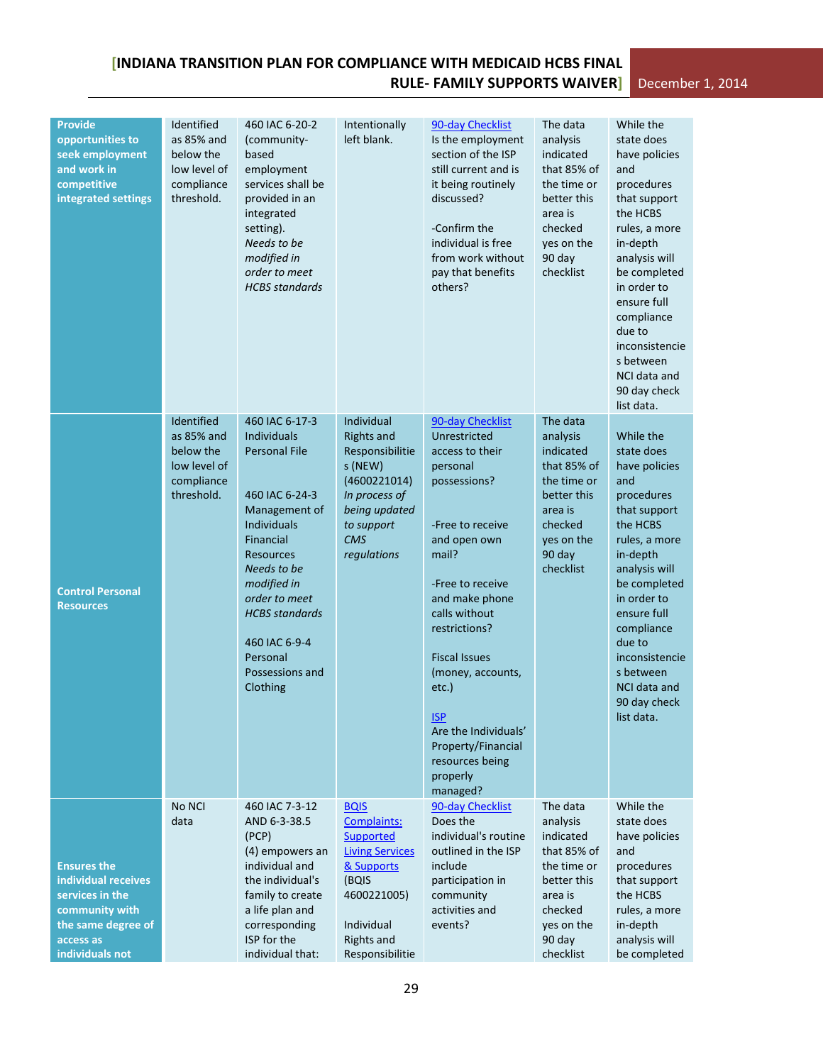| | | | | | | |
|---|---|---|---|---|---|---|
| **Provide opportunities to seek employment and work in competitive integrated settings** | Identified as 85% and below the low level of compliance threshold. | 460 IAC 6-20-2 (community-based employment services shall be provided in an integrated setting). *Needs to be modified in order to meet HCBS standards* | Intentionally left blank. | 90-day Checklist<br>Is the employment section of the ISP still current and is it being routinely discussed?<br><br>-Confirm the individual is free from work without pay that benefits others? | The data analysis indicated that 85% of the time or better this area is checked yes on the 90 day checklist | While the state does have policies and procedures that support the HCBS rules, a more in-depth analysis will be completed in order to ensure full compliance due to inconsistencies between NCI data and 90 day check list data. |
| **Control Personal Resources** | Identified as 85% and below the low level of compliance threshold. | 460 IAC 6-17-3 Individuals Personal File<br><br>460 IAC 6-24-3 Management of Individuals Financial Resources *Needs to be modified in order to meet HCBS standards*<br><br>460 IAC 6-9-4 Personal Possessions and Clothing | Individual Rights and Responsibilities (NEW) (4600221014) *In process of being updated to support CMS regulations* | 90-day Checklist<br>Unrestricted access to their personal possessions?<br><br>-Free to receive and open own mail?<br><br>-Free to receive and make phone calls without restrictions?<br><br>Fiscal Issues (money, accounts, etc.)<br><br>ISP<br>Are the Individuals' Property/Financial resources being properly managed? | The data analysis indicated that 85% of the time or better this area is checked yes on the 90 day checklist | While the state does have policies and procedures that support the HCBS rules, a more in-depth analysis will be completed in order to ensure full compliance due to inconsistencies between NCI data and 90 day check list data. |
| **Ensures the individual receives services in the community with the same degree of access as individuals not** | No NCI data | 460 IAC 7-3-12 AND 6-3-38.5 (PCP)<br>(4) empowers an individual and the individual's family to create a life plan and corresponding ISP for the individual that: | BQIS Complaints: Supported Living Services & Supports (BQIS 4600221005)<br><br>Individual Rights and Responsibilitie | 90-day Checklist<br>Does the individual's routine outlined in the ISP include participation in community activities and events? | The data analysis indicated that 85% of the time or better this area is checked yes on the 90 day checklist | While the state does have policies and procedures that support the HCBS rules, a more in-depth analysis will be completed |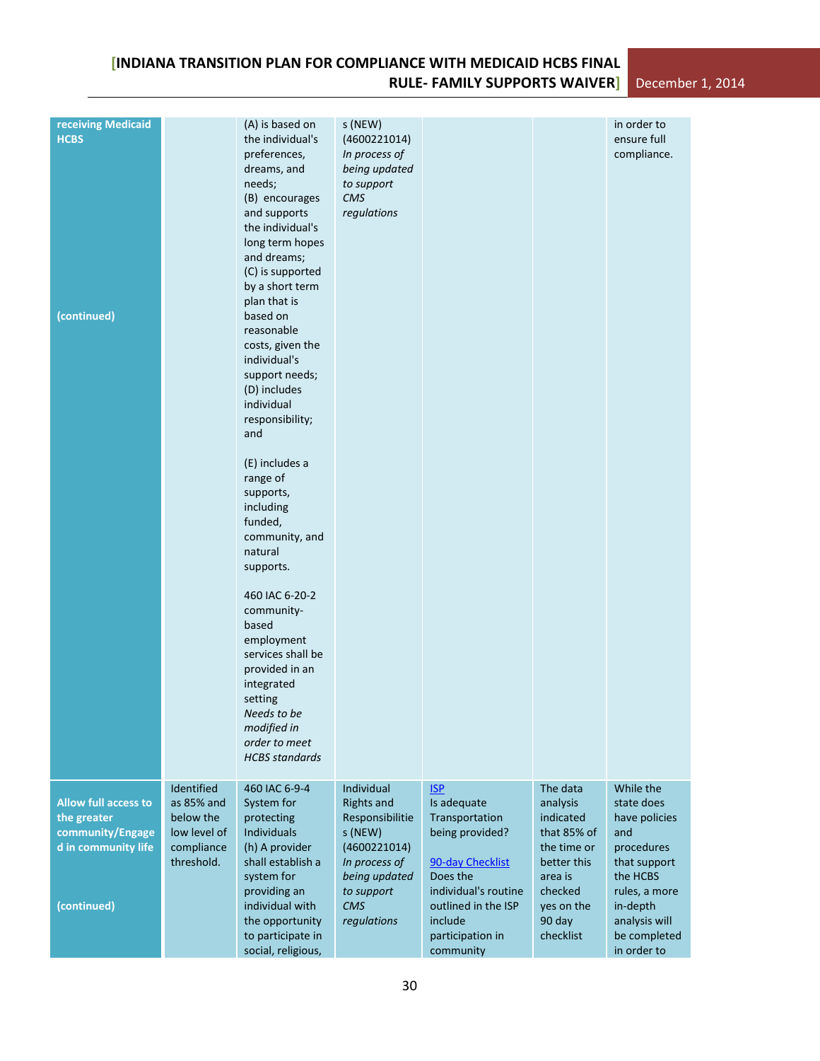| | | | | | | |
|---|---|---|---|---|---|---|
| **receiving Medicaid HCBS**<br><br>**(continued)** | | (A) is based on the individual's preferences, dreams, and needs;<br>(B) encourages and supports the individual's long term hopes and dreams;<br>(C) is supported by a short term plan that is based on reasonable costs, given the individual's support needs;<br>(D) includes individual responsibility; and<br><br>(E) includes a range of supports, including funded, community, and natural supports.<br><br>460 IAC 6-20-2 community-based employment services shall be provided in an integrated setting<br>*Needs to be modified in order to meet HCBS standards* | s (NEW) (4600221014)<br>*In process of being updated to support CMS regulations* | | | in order to ensure full compliance. |
| **Allow full access to the greater community/Engaged in community life**<br><br>**(continued)** | Identified as 85% and below the low level of compliance threshold. | 460 IAC 6-9-4 System for protecting Individuals<br>(h) A provider shall establish a system for providing an individual with the opportunity to participate in social, religious, | Individual Rights and Responsibilities (NEW) (4600221014)<br>*In process of being updated to support CMS regulations* | [ISP](ISP)<br>Is adequate Transportation being provided?<br><br>[90-day Checklist](90-day%20Checklist)<br>Does the individual's routine outlined in the ISP include participation in community | The data analysis indicated that 85% of the time or better this area is checked yes on the 90 day checklist | While the state does have policies and procedures that support the HCBS rules, a more in-depth analysis will be completed in order to |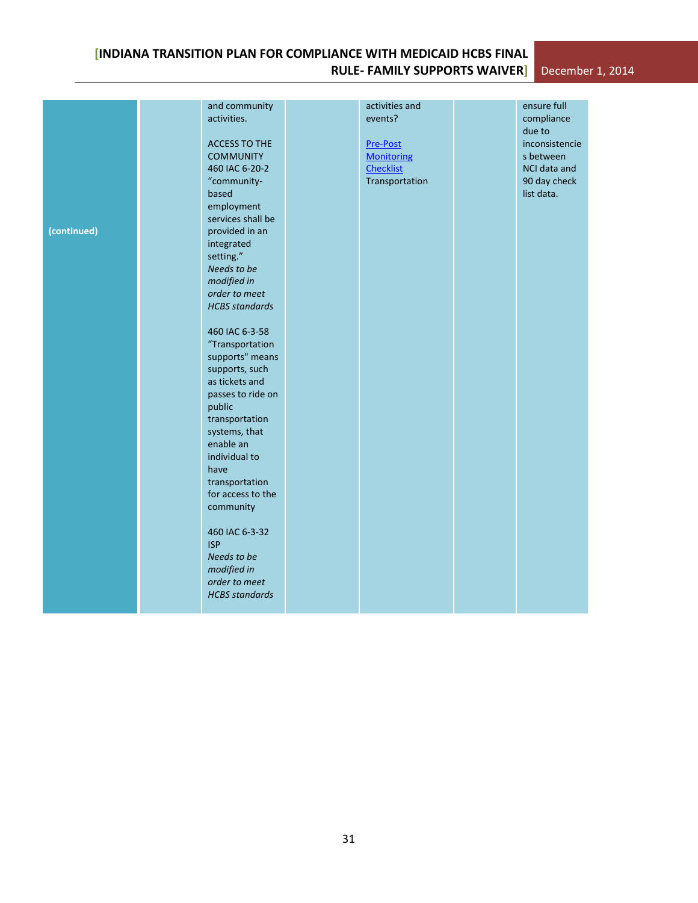| | | | | | | |
|---|---|---|---|---|---|---|
| **(continued)** | | and community activities.<br><br>ACCESS TO THE COMMUNITY 460 IAC 6-20-2 "community-based employment services shall be provided in an integrated setting." *Needs to be modified in order to meet HCBS standards*<br><br>460 IAC 6-3-58 "Transportation supports" means supports, such as tickets and passes to ride on public transportation systems, that enable an individual to have transportation for access to the community<br><br>460 IAC 6-3-32 ISP *Needs to be modified in order to meet HCBS standards* | | activities and events?<br><br>[Pre-Post Monitoring Checklist] Transportation | | ensure full compliance due to inconsistencies between NCI data and 90 day check list data. |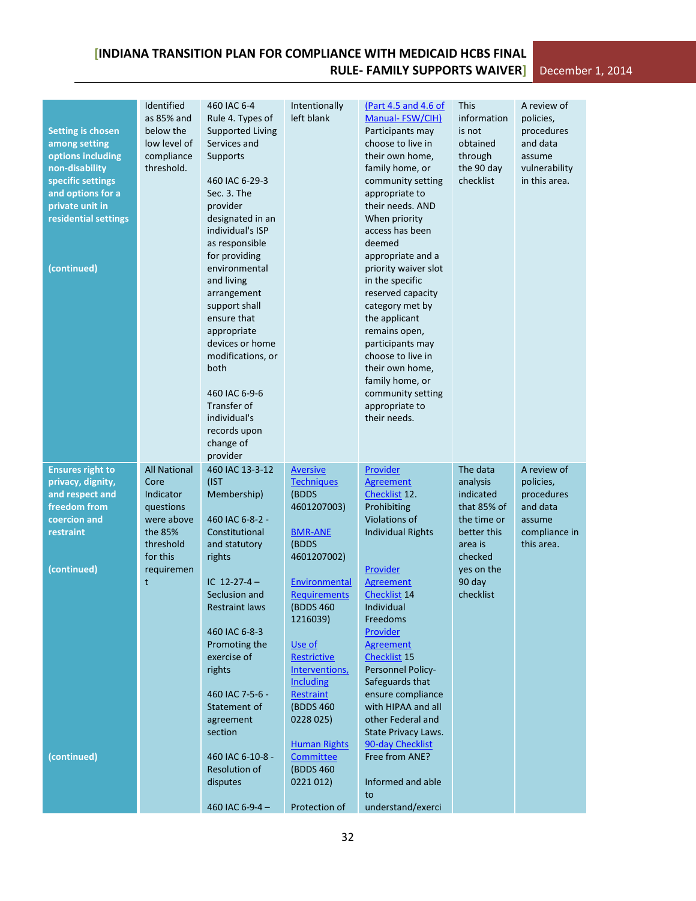| | | | | | | |
|---|---|---|---|---|---|---|
| **Setting is chosen among setting options including non-disability specific settings and options for a private unit in residential settings** <br><br> **(continued)** | Identified as 85% and below the low level of compliance threshold. | 460 IAC 6-4 Rule 4. Types of Supported Living Services and Supports <br><br> 460 IAC 6-29-3 Sec. 3. The provider designated in an individual's ISP as responsible for providing environmental and living arrangement support shall ensure that appropriate devices or home modifications, or both <br><br> 460 IAC 6-9-6 Transfer of individual's records upon change of provider | Intentionally left blank | (Part 4.5 and 4.6 of Manual- FSW/CIH) Participants may choose to live in their own home, family home, or community setting appropriate to their needs. AND When priority access has been deemed appropriate and a priority waiver slot in the specific reserved capacity category met by the applicant remains open, participants may choose to live in their own home, family home, or community setting appropriate to their needs. | This information is not obtained through the 90 day checklist | A review of policies, procedures and data assume vulnerability in this area. |
| **Ensures right to privacy, dignity, and respect and freedom from coercion and restraint** <br><br> **(continued)** <br><br> **(continued)** | All National Core Indicator questions were above the 85% threshold for this requirement | 460 IAC 13-3-12 (IST Membership) <br><br> 460 IAC 6-8-2 - Constitutional and statutory rights <br><br> IC 12-27-4 – Seclusion and Restraint laws <br><br> 460 IAC 6-8-3 Promoting the exercise of rights <br><br> 460 IAC 7-5-6 - Statement of agreement section <br><br> 460 IAC 6-10-8 - Resolution of disputes <br><br> 460 IAC 6-9-4 – | Aversive Techniques (BDDS 4601207003) <br><br> BMR-ANE (BDDS 4601207002) <br><br> Environmental Requirements (BDDS 460 1216039) <br><br> Use of Restrictive Interventions, Including Restraint (BDDS 460 0228 025) <br><br> Human Rights Committee (BDDS 460 0221 012) <br><br> Protection of | Provider Agreement Checklist 12. Prohibiting Violations of Individual Rights <br><br> Provider Agreement Checklist 14 Individual Freedoms <br> Provider Agreement Checklist 15 Personnel Policy- Safeguards that ensure compliance with HIPAA and all other Federal and State Privacy Laws. <br> 90-day Checklist Free from ANE? <br><br> Informed and able to understand/exerci | The data analysis indicated that 85% of the time or better this area is checked yes on the 90 day checklist | A review of policies, procedures and data assume compliance in this area. |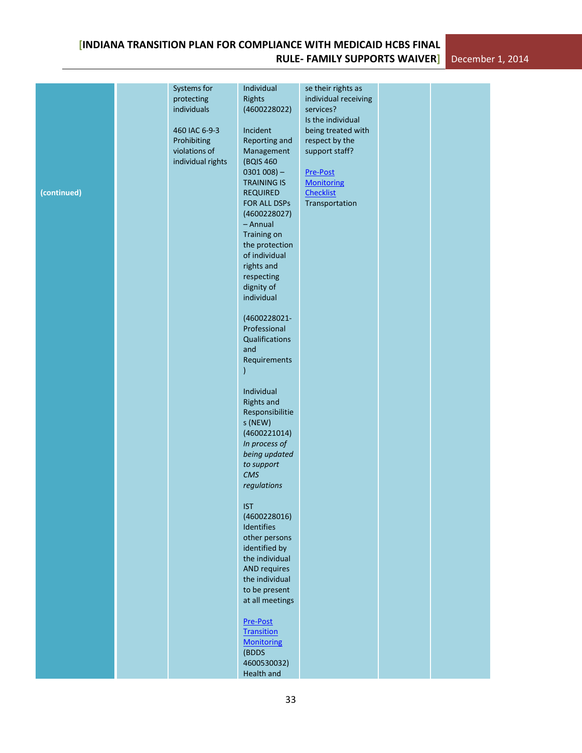| | | | | | | |
|---|---|---|---|---|---|---|
| **(continued)** | | Systems for protecting individuals<br><br>460 IAC 6-9-3 Prohibiting violations of individual rights | Individual Rights (4600228022)<br><br>Incident Reporting and Management (BQIS 460 0301 008) – TRAINING IS REQUIRED FOR ALL DSPs (4600228027) – Annual Training on the protection of individual rights and respecting dignity of individual<br><br>(4600228021- Professional Qualifications and Requirements )<br><br>Individual Rights and Responsibilities (NEW) (4600221014) *In process of being updated to support CMS regulations*<br><br>IST (4600228016) Identifies other persons identified by the individual AND requires the individual to be present at all meetings<br><br>Pre-Post Transition Monitoring (BDDS 4600530032) Health and | se their rights as individual receiving services?<br>Is the individual being treated with respect by the support staff?<br><br>Pre-Post Monitoring Checklist<br>Transportation | | |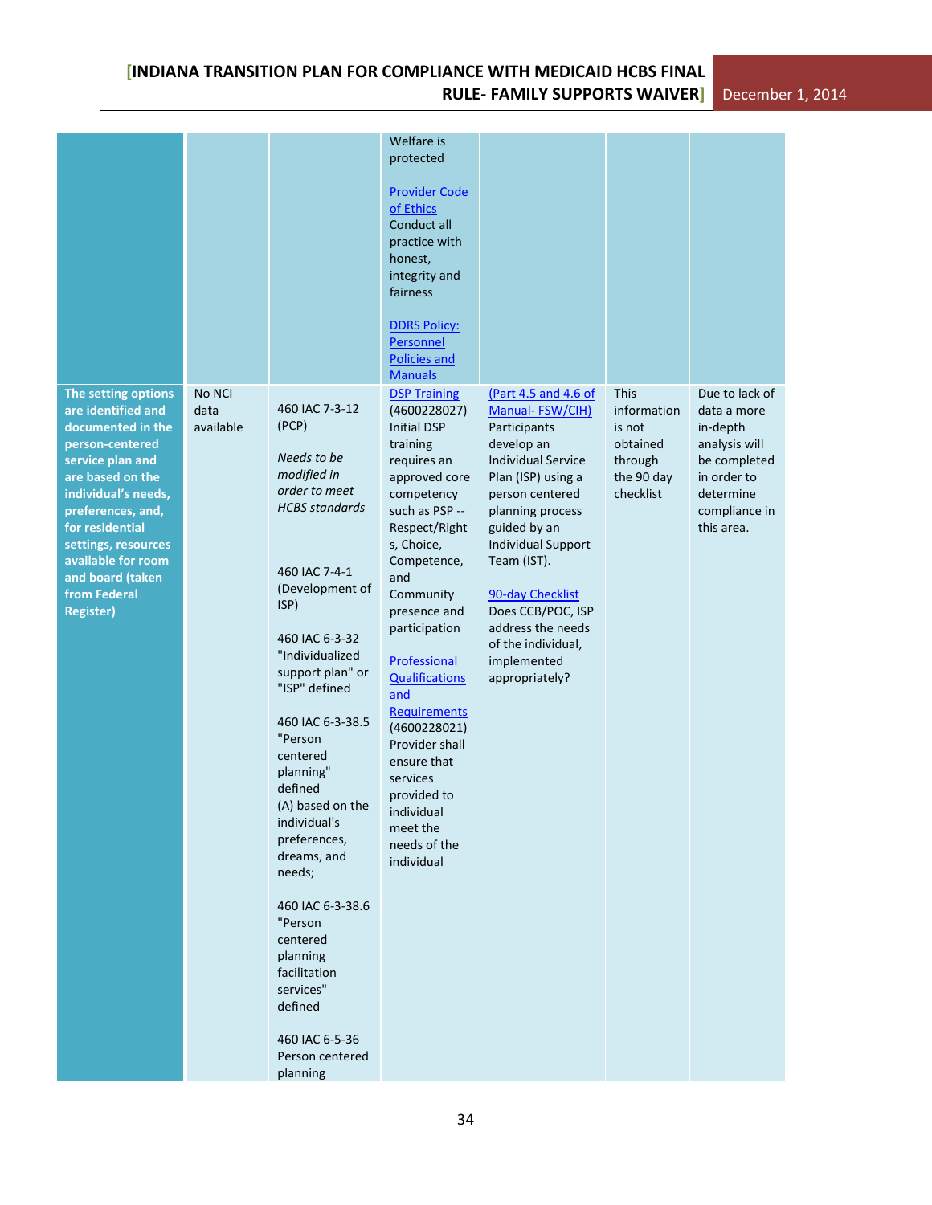| | | | | | | |
|---|---|---|---|---|---|---|
| | | | Welfare is protected<br><br>Provider Code of Ethics<br>Conduct all practice with honest, integrity and fairness<br><br>DDRS Policy: Personnel Policies and Manuals | | | |
| **The setting options are identified and documented in the person-centered service plan and are based on the individual's needs, preferences, and, for residential settings, resources available for room and board (taken from Federal Register)** | No NCI data available | 460 IAC 7-3-12 (PCP)<br><br>*Needs to be modified in order to meet HCBS standards*<br><br>460 IAC 7-4-1 (Development of ISP)<br><br>460 IAC 6-3-32 "Individualized support plan" or "ISP" defined<br><br>460 IAC 6-3-38.5 "Person centered planning" defined (A) based on the individual's preferences, dreams, and needs;<br><br>460 IAC 6-3-38.6 "Person centered planning facilitation services" defined<br><br>460 IAC 6-5-36 Person centered planning | DSP Training (4600228027) Initial DSP training requires an approved core competency such as PSP -- Respect/Rights, Choice, Competence, and Community presence and participation<br><br>Professional Qualifications and Requirements (4600228021) Provider shall ensure that services provided to individual meet the needs of the individual | (Part 4.5 and 4.6 of Manual- FSW/CIH) Participants develop an Individual Service Plan (ISP) using a person centered planning process guided by an Individual Support Team (IST).<br><br>90-day Checklist Does CCB/POC, ISP address the needs of the individual, implemented appropriately? | This information is not obtained through the 90 day checklist | Due to lack of data a more in-depth analysis will be completed in order to determine compliance in this area. |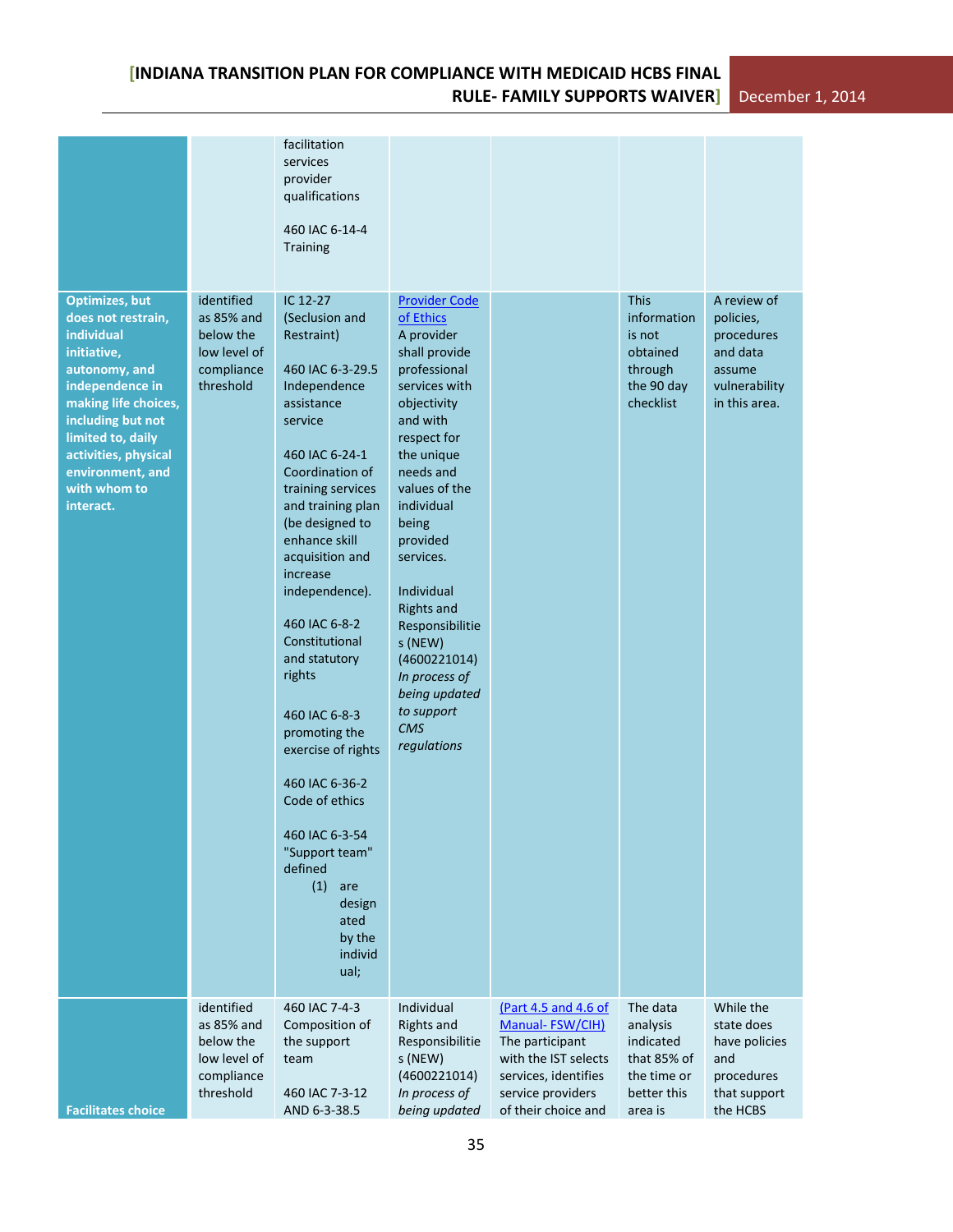| | | | | | | |
|---|---|---|---|---|---|---|
| | | facilitation services provider qualifications<br><br>460 IAC 6-14-4 Training | | | | |
| **Optimizes, but does not restrain, individual initiative, autonomy, and independence in making life choices, including but not limited to, daily activities, physical environment, and with whom to interact.** | identified as 85% and below the low level of compliance threshold | IC 12-27 (Seclusion and Restraint)<br><br>460 IAC 6-3-29.5 Independence assistance service<br><br>460 IAC 6-24-1 Coordination of training services and training plan (be designed to enhance skill acquisition and increase independence).<br><br>460 IAC 6-8-2 Constitutional and statutory rights<br><br>460 IAC 6-8-3 promoting the exercise of rights<br><br>460 IAC 6-36-2 Code of ethics<br><br>460 IAC 6-3-54 "Support team" defined<br>(1) are designated by the individual; | Provider Code of Ethics<br>A provider shall provide professional services with objectivity and with respect for the unique needs and values of the individual being provided services.<br><br>Individual Rights and Responsibilities (NEW) (4600221014) *In process of being updated to support CMS regulations* | | This information is not obtained through the 90 day checklist | A review of policies, procedures and data assume vulnerability in this area. |
| **Facilitates choice** | identified as 85% and below the low level of compliance threshold | 460 IAC 7-4-3 Composition of the support team<br><br>460 IAC 7-3-12 AND 6-3-38.5 | Individual Rights and Responsibilities (NEW) (4600221014) *In process of being updated* | (Part 4.5 and 4.6 of Manual- FSW/CIH) The participant with the IST selects services, identifies service providers of their choice and | The data analysis indicated that 85% of the time or better this area is | While the state does have policies and procedures that support the HCBS |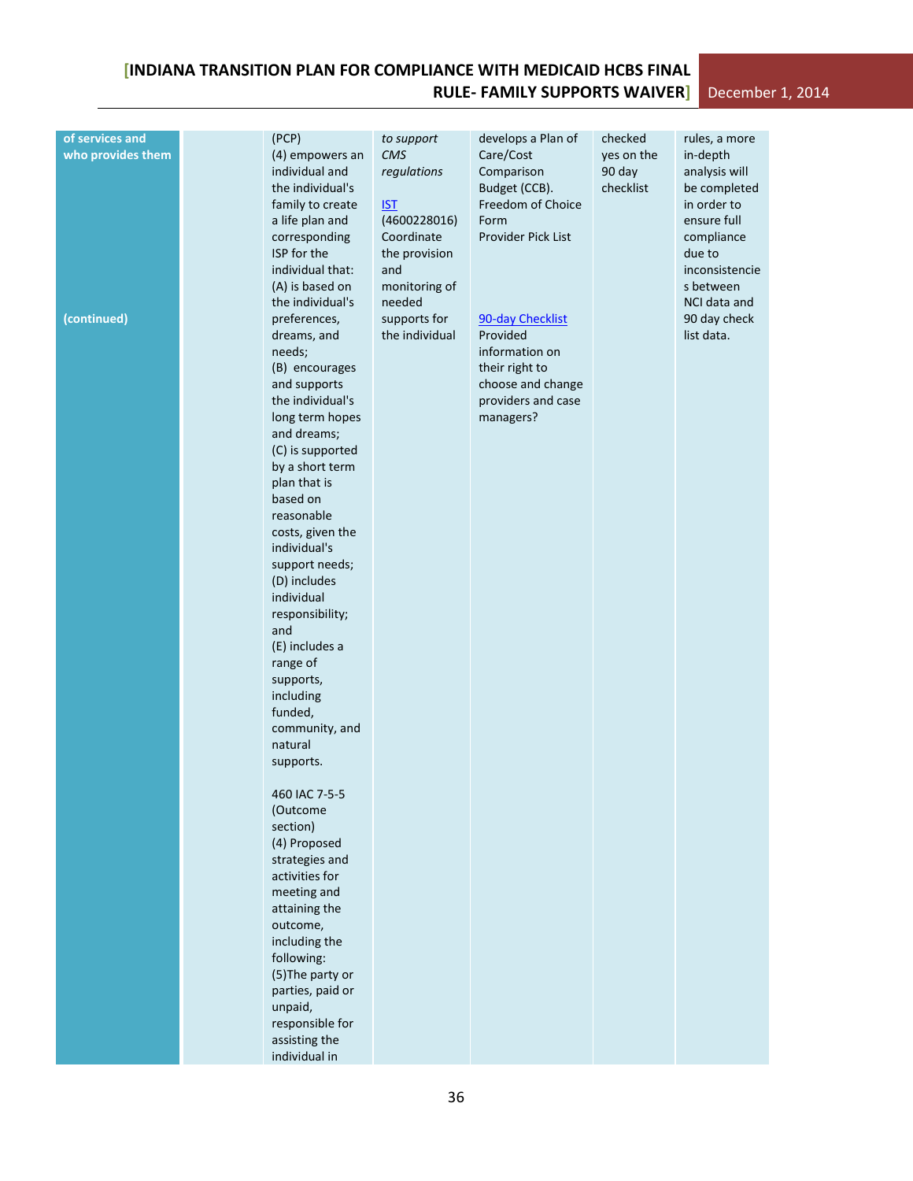| | | | | | | |
|---|---|---|---|---|---|---|
| **of services and who provides them**<br><br>**(continued)** | | (PCP)<br>(4) empowers an individual and the individual's family to create a life plan and corresponding ISP for the individual that:<br>(A) is based on the individual's preferences, dreams, and needs;<br>(B) encourages and supports the individual's long term hopes and dreams;<br>(C) is supported by a short term plan that is based on reasonable costs, given the individual's support needs;<br>(D) includes individual responsibility; and<br>(E) includes a range of supports, including funded, community, and natural supports.<br><br>460 IAC 7-5-5 (Outcome section)<br>(4) Proposed strategies and activities for meeting and attaining the outcome, including the following:<br>(5)The party or parties, paid or unpaid, responsible for assisting the individual in | *to support CMS regulations*<br><br>IST (4600228016) Coordinate the provision and monitoring of needed supports for the individual | develops a Plan of Care/Cost Comparison Budget (CCB).<br>Freedom of Choice Form<br>Provider Pick List<br><br>90-day Checklist<br>Provided information on their right to choose and change providers and case managers? | checked yes on the 90 day checklist | rules, a more in-depth analysis will be completed in order to ensure full compliance due to inconsistencies between NCI data and 90 day check list data. |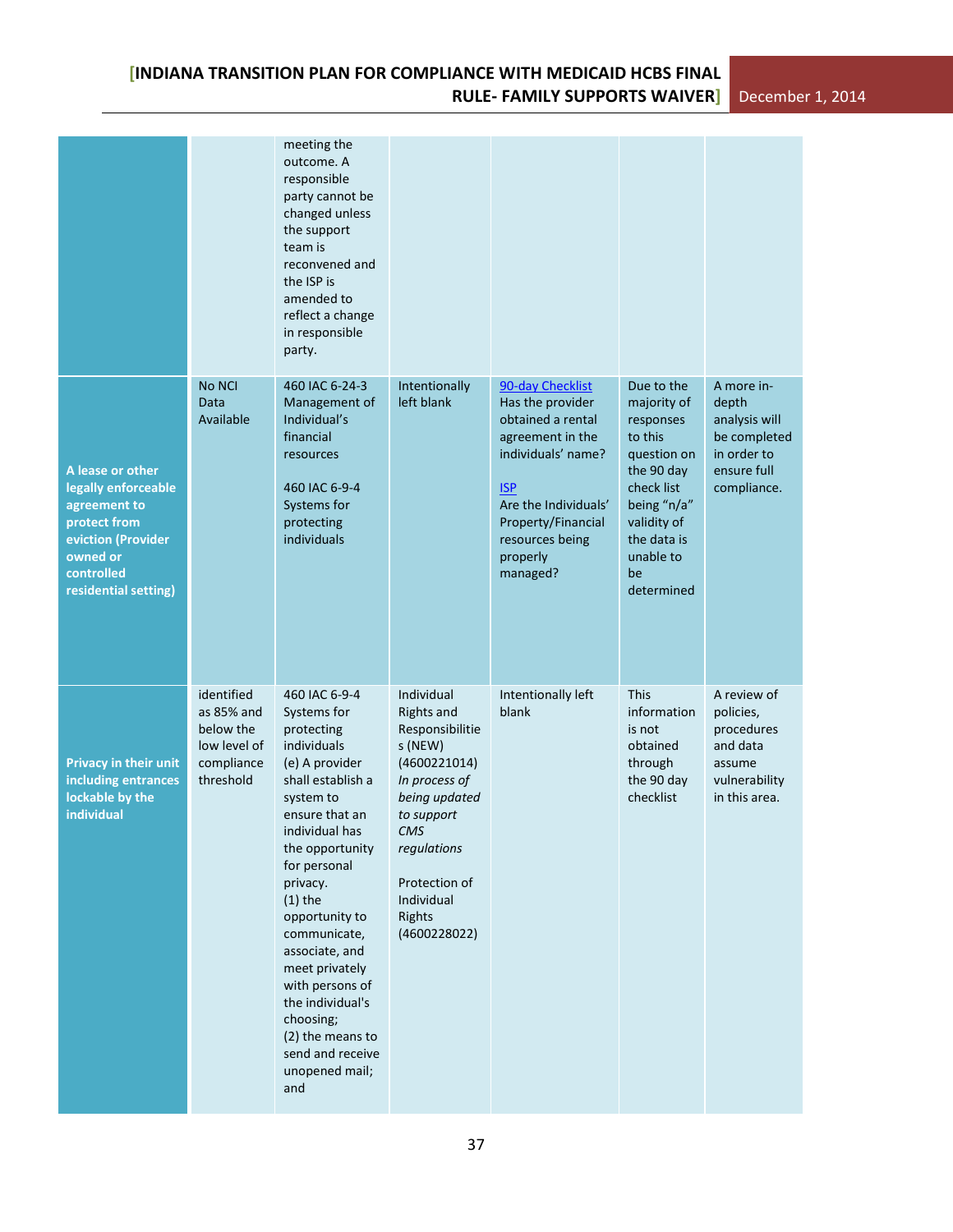| | | | | | | |
|---|---|---|---|---|---|---|
| | | meeting the outcome. A responsible party cannot be changed unless the support team is reconvened and the ISP is amended to reflect a change in responsible party. | | | | |
| **A lease or other legally enforceable agreement to protect from eviction (Provider owned or controlled residential setting)** | No NCI Data Available | 460 IAC 6-24-3 Management of Individual's financial resources<br><br>460 IAC 6-9-4 Systems for protecting individuals | Intentionally left blank | 90-day Checklist Has the provider obtained a rental agreement in the individuals' name?<br><br>ISP Are the Individuals' Property/Financial resources being properly managed? | Due to the majority of responses to this question on the 90 day check list being "n/a" validity of the data is unable to be determined | A more in-depth analysis will be completed in order to ensure full compliance. |
| **Privacy in their unit including entrances lockable by the individual** | identified as 85% and below the low level of compliance threshold | 460 IAC 6-9-4 Systems for protecting individuals<br>(e) A provider shall establish a system to ensure that an individual has the opportunity for personal privacy.<br>(1) the opportunity to communicate, associate, and meet privately with persons of the individual's choosing;<br>(2) the means to send and receive unopened mail; and | Individual Rights and Responsibilities (NEW) (4600221014) *In process of being updated to support CMS regulations*<br><br>Protection of Individual Rights (4600228022) | Intentionally left blank | This information is not obtained through the 90 day checklist | A review of policies, procedures and data assume vulnerability in this area. |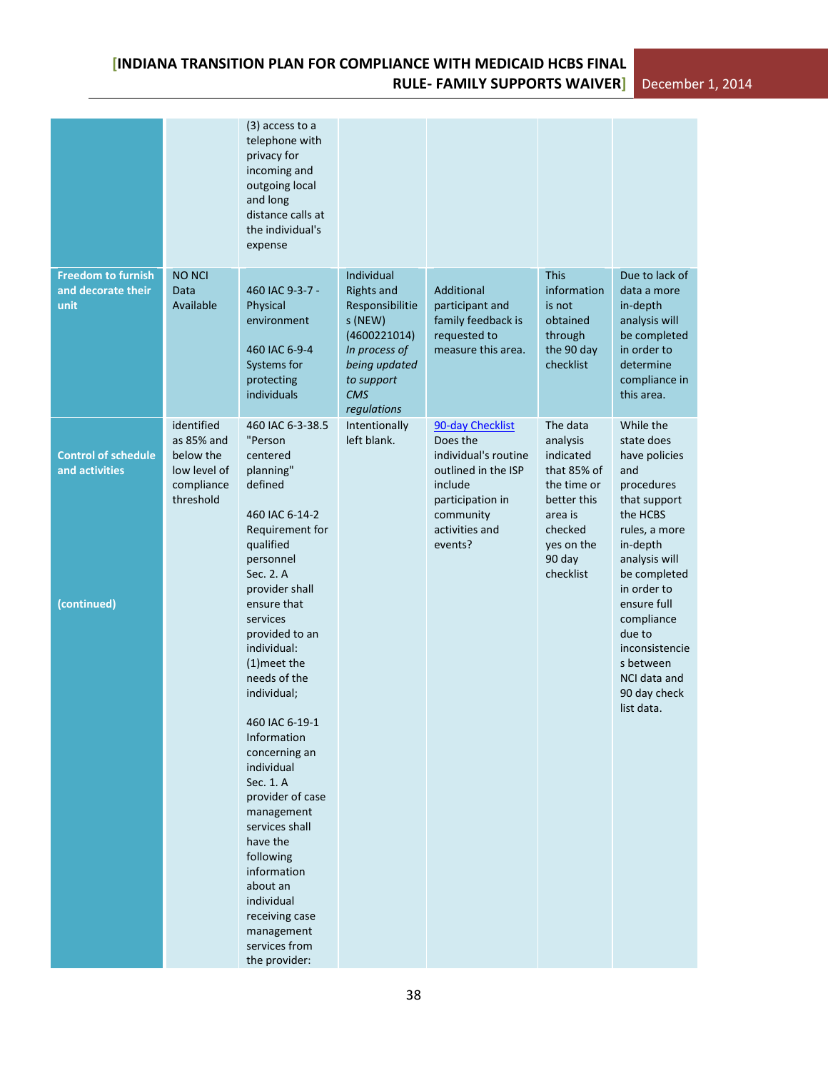| | | | | | | |
|---|---|---|---|---|---|---|
| | | (3) access to a telephone with privacy for incoming and outgoing local and long distance calls at the individual's expense | | | | |
| **Freedom to furnish and decorate their unit** | NO NCI Data Available | 460 IAC 9-3-7 - Physical environment<br><br>460 IAC 6-9-4 Systems for protecting individuals | Individual Rights and Responsibilities (NEW) (4600221014) *In process of being updated to support CMS regulations* | Additional participant and family feedback is requested to measure this area. | This information is not obtained through the 90 day checklist | Due to lack of data a more in-depth analysis will be completed in order to determine compliance in this area. |
| **Control of schedule and activities**<br><br>**(continued)** | identified as 85% and below the low level of compliance threshold | 460 IAC 6-3-38.5 "Person centered planning" defined<br><br>460 IAC 6-14-2 Requirement for qualified personnel Sec. 2. A provider shall ensure that services provided to an individual: (1)meet the needs of the individual;<br><br>460 IAC 6-19-1 Information concerning an individual Sec. 1. A provider of case management services shall have the following information about an individual receiving case management services from the provider: | Intentionally left blank. | 90-day Checklist Does the individual's routine outlined in the ISP include participation in community activities and events? | The data analysis indicated that 85% of the time or better this area is checked yes on the 90 day checklist | While the state does have policies and procedures that support the HCBS rules, a more in-depth analysis will be completed in order to ensure full compliance due to inconsistencies between NCI data and 90 day check list data. |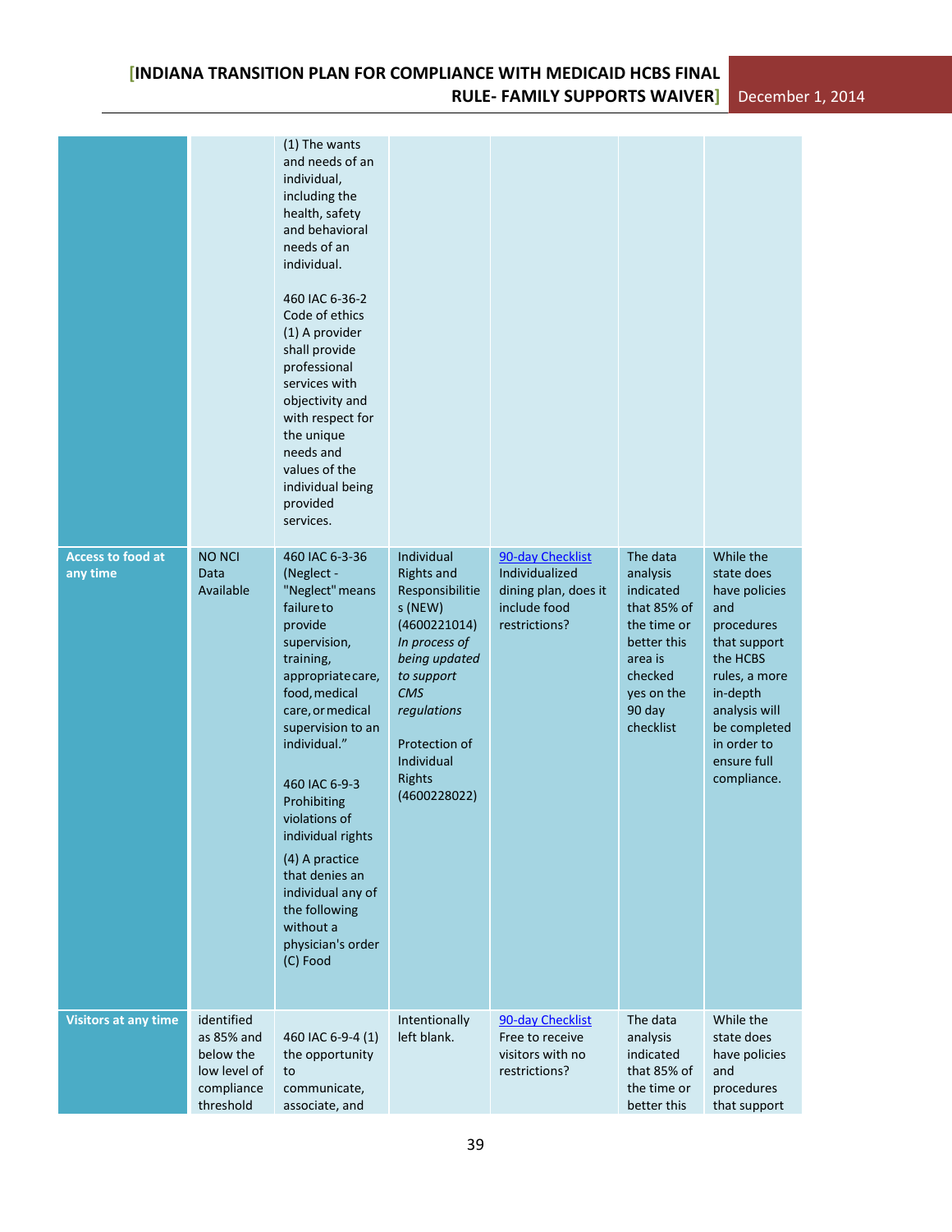| | | | | | | |
|---|---|---|---|---|---|---|
| | | (1) The wants and needs of an individual, including the health, safety and behavioral needs of an individual.<br><br>460 IAC 6-36-2 Code of ethics (1) A provider shall provide professional services with objectivity and with respect for the unique needs and values of the individual being provided services. | | | | |
| **Access to food at any time** | NO NCI Data Available | 460 IAC 6-3-36 (Neglect - "Neglect" means failure to provide supervision, training, appropriate care, food, medical care, or medical supervision to an individual."<br><br>460 IAC 6-9-3 Prohibiting violations of individual rights<br><br>(4) A practice that denies an individual any of the following without a physician's order (C) Food | Individual Rights and Responsibilities (NEW) (4600221014) *In process of being updated to support CMS regulations*<br><br>Protection of Individual Rights (4600228022) | 90-day Checklist Individualized dining plan, does it include food restrictions? | The data analysis indicated that 85% of the time or better this area is checked yes on the 90 day checklist | While the state does have policies and procedures that support the HCBS rules, a more in-depth analysis will be completed in order to ensure full compliance. |
| **Visitors at any time** | identified as 85% and below the low level of compliance threshold | 460 IAC 6-9-4 (1) the opportunity to communicate, associate, and | Intentionally left blank. | 90-day Checklist Free to receive visitors with no restrictions? | The data analysis indicated that 85% of the time or better this | While the state does have policies and procedures that support |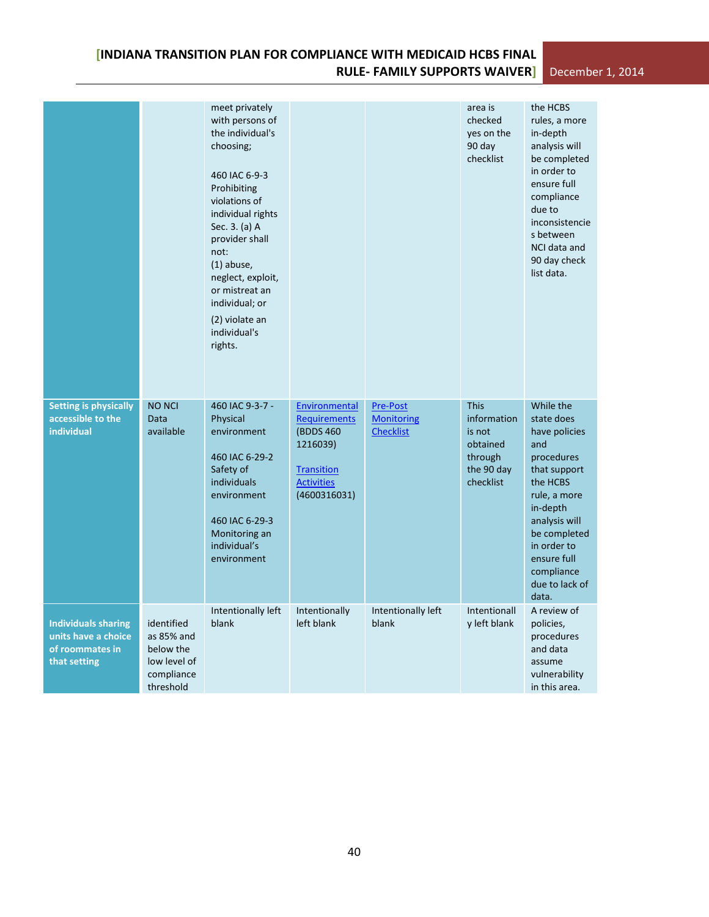| | | | | | | |
|---|---|---|---|---|---|---|
| | | meet privately with persons of the individual's choosing;<br><br>460 IAC 6-9-3 Prohibiting violations of individual rights Sec. 3. (a) A provider shall not:<br>(1) abuse, neglect, exploit, or mistreat an individual; or<br>(2) violate an individual's rights. | | | area is checked yes on the 90 day checklist | the HCBS rules, a more in-depth analysis will be completed in order to ensure full compliance due to inconsistencies between NCI data and 90 day check list data. |
| **Setting is physically accessible to the individual** | NO NCI Data available | 460 IAC 9-3-7 - Physical environment<br><br>460 IAC 6-29-2 Safety of individuals environment<br><br>460 IAC 6-29-3 Monitoring an individual's environment | Environmental Requirements (BDDS 460 1216039)<br><br>Transition Activities (4600316031) | Pre-Post Monitoring Checklist | This information is not obtained through the 90 day checklist | While the state does have policies and procedures that support the HCBS rule, a more in-depth analysis will be completed in order to ensure full compliance due to lack of data. |
| **Individuals sharing units have a choice of roommates in that setting** | identified as 85% and below the low level of compliance threshold | Intentionally left blank | Intentionally left blank | Intentionally left blank | Intentionally left blank | A review of policies, procedures and data assume vulnerability in this area. |